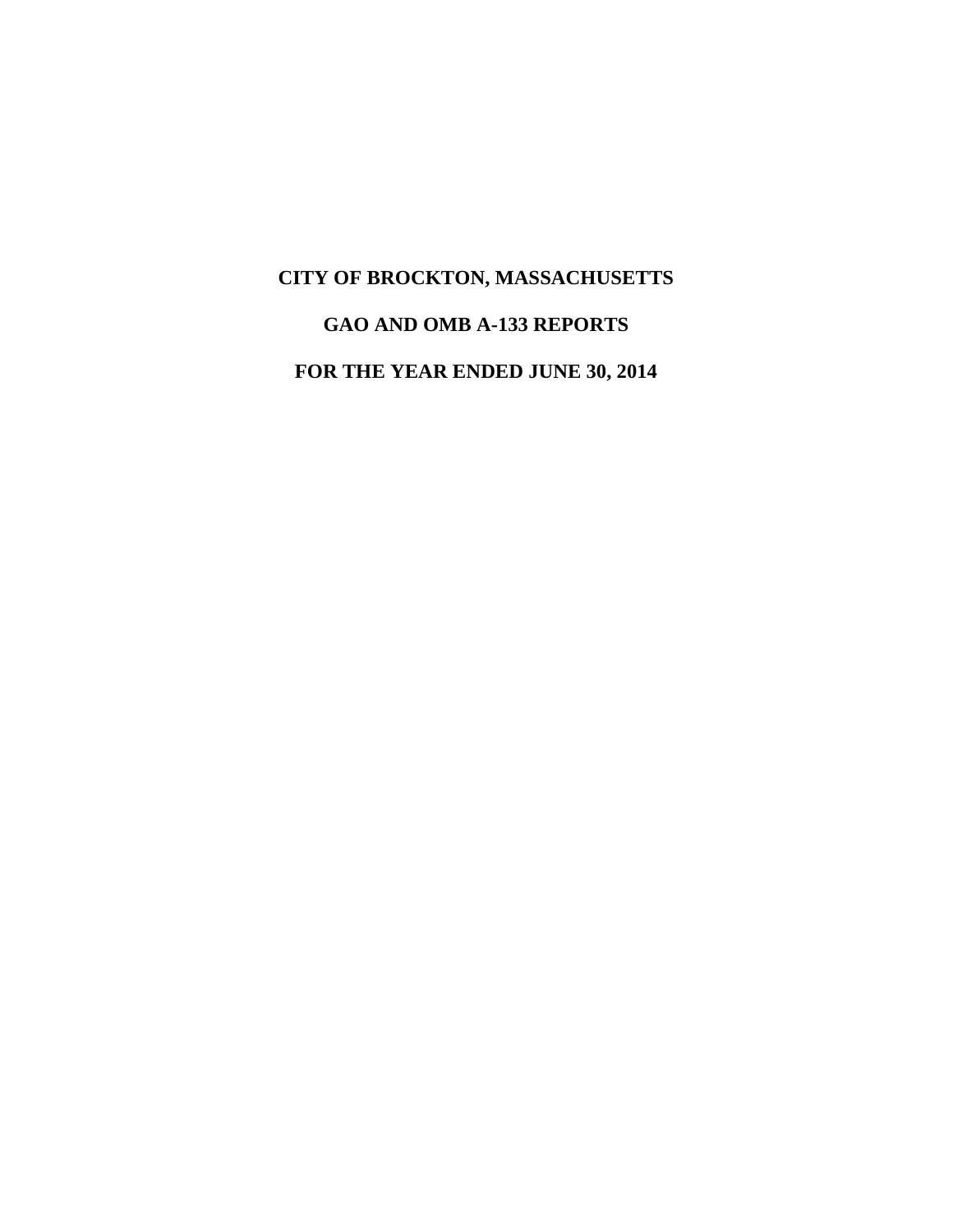# CITY OF BROCKTON, MASSACHUSETTS

## GAO AND OMB A-133 REPORTS

## FOR THE YEAR ENDED JUNE 30, 2014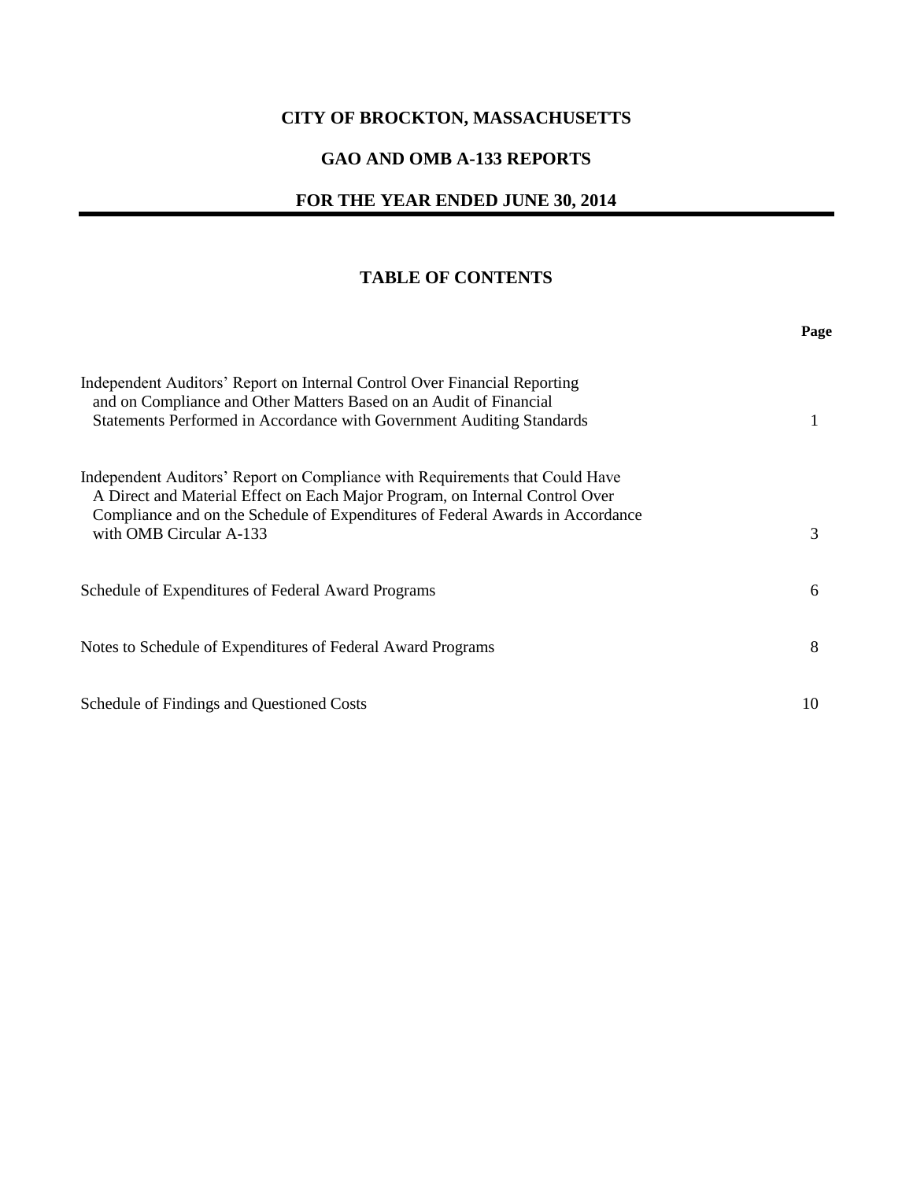# CITY OF BROCKTON, MASSACHUSETTS

## GAO AND OMB A-133 REPORTS

## FOR THE YEAR ENDED JUNE 30, 2014

## TABLE OF CONTENTS

| | Page |
|---|---|
| Independent Auditors' Report on Internal Control Over Financial Reporting and on Compliance and Other Matters Based on an Audit of Financial Statements Performed in Accordance with Government Auditing Standards | 1 |
| Independent Auditors' Report on Compliance with Requirements that Could Have A Direct and Material Effect on Each Major Program, on Internal Control Over Compliance and on the Schedule of Expenditures of Federal Awards in Accordance with OMB Circular A-133 | 3 |
| Schedule of Expenditures of Federal Award Programs | 6 |
| Notes to Schedule of Expenditures of Federal Award Programs | 8 |
| Schedule of Findings and Questioned Costs | 10 |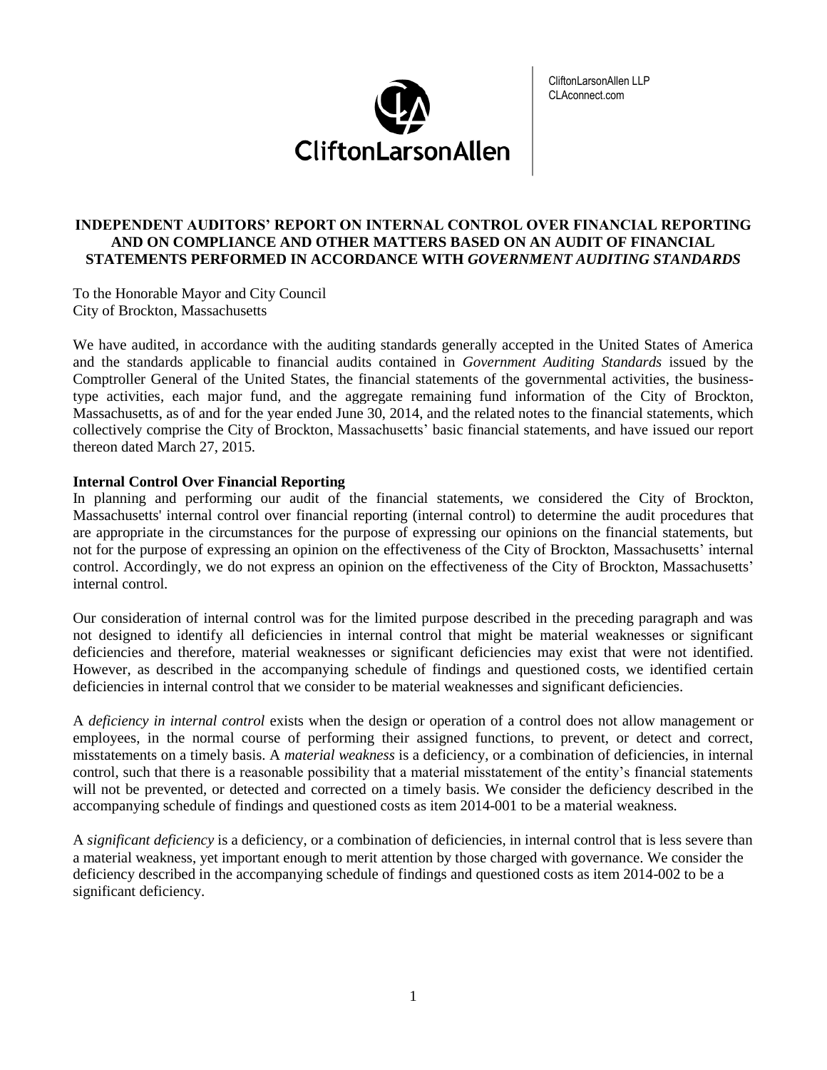CliftonLarsonAllen LLP
CLAconnect.com

# INDEPENDENT AUDITORS' REPORT ON INTERNAL CONTROL OVER FINANCIAL REPORTING AND ON COMPLIANCE AND OTHER MATTERS BASED ON AN AUDIT OF FINANCIAL STATEMENTS PERFORMED IN ACCORDANCE WITH *GOVERNMENT AUDITING STANDARDS*

To the Honorable Mayor and City Council
City of Brockton, Massachusetts

We have audited, in accordance with the auditing standards generally accepted in the United States of America and the standards applicable to financial audits contained in *Government Auditing Standards* issued by the Comptroller General of the United States, the financial statements of the governmental activities, the business-type activities, each major fund, and the aggregate remaining fund information of the City of Brockton, Massachusetts, as of and for the year ended June 30, 2014, and the related notes to the financial statements, which collectively comprise the City of Brockton, Massachusetts' basic financial statements, and have issued our report thereon dated March 27, 2015.

**Internal Control Over Financial Reporting**

In planning and performing our audit of the financial statements, we considered the City of Brockton, Massachusetts' internal control over financial reporting (internal control) to determine the audit procedures that are appropriate in the circumstances for the purpose of expressing our opinions on the financial statements, but not for the purpose of expressing an opinion on the effectiveness of the City of Brockton, Massachusetts' internal control. Accordingly, we do not express an opinion on the effectiveness of the City of Brockton, Massachusetts' internal control.

Our consideration of internal control was for the limited purpose described in the preceding paragraph and was not designed to identify all deficiencies in internal control that might be material weaknesses or significant deficiencies and therefore, material weaknesses or significant deficiencies may exist that were not identified. However, as described in the accompanying schedule of findings and questioned costs, we identified certain deficiencies in internal control that we consider to be material weaknesses and significant deficiencies.

A *deficiency in internal control* exists when the design or operation of a control does not allow management or employees, in the normal course of performing their assigned functions, to prevent, or detect and correct, misstatements on a timely basis. A *material weakness* is a deficiency, or a combination of deficiencies, in internal control, such that there is a reasonable possibility that a material misstatement of the entity's financial statements will not be prevented, or detected and corrected on a timely basis. We consider the deficiency described in the accompanying schedule of findings and questioned costs as item 2014-001 to be a material weakness.

A *significant deficiency* is a deficiency, or a combination of deficiencies, in internal control that is less severe than a material weakness, yet important enough to merit attention by those charged with governance. We consider the deficiency described in the accompanying schedule of findings and questioned costs as item 2014-002 to be a significant deficiency.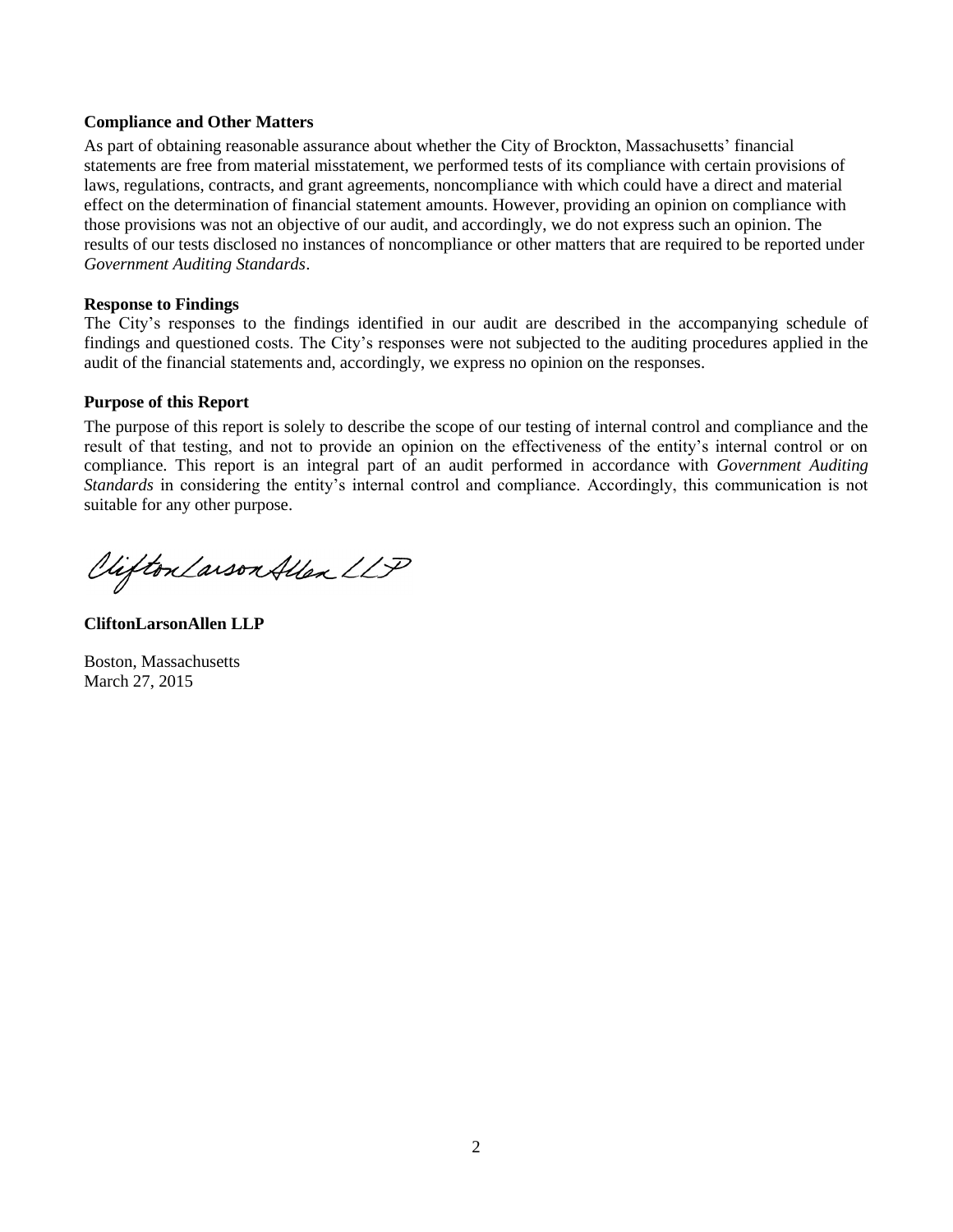**Compliance and Other Matters**

As part of obtaining reasonable assurance about whether the City of Brockton, Massachusetts' financial statements are free from material misstatement, we performed tests of its compliance with certain provisions of laws, regulations, contracts, and grant agreements, noncompliance with which could have a direct and material effect on the determination of financial statement amounts. However, providing an opinion on compliance with those provisions was not an objective of our audit, and accordingly, we do not express such an opinion. The results of our tests disclosed no instances of noncompliance or other matters that are required to be reported under *Government Auditing Standards*.

**Response to Findings**

The City's responses to the findings identified in our audit are described in the accompanying schedule of findings and questioned costs. The City's responses were not subjected to the auditing procedures applied in the audit of the financial statements and, accordingly, we express no opinion on the responses.

**Purpose of this Report**

The purpose of this report is solely to describe the scope of our testing of internal control and compliance and the result of that testing, and not to provide an opinion on the effectiveness of the entity's internal control or on compliance. This report is an integral part of an audit performed in accordance with *Government Auditing Standards* in considering the entity's internal control and compliance. Accordingly, this communication is not suitable for any other purpose.

CliftonLarsonAllen LLP

**CliftonLarsonAllen LLP**

Boston, Massachusetts
March 27, 2015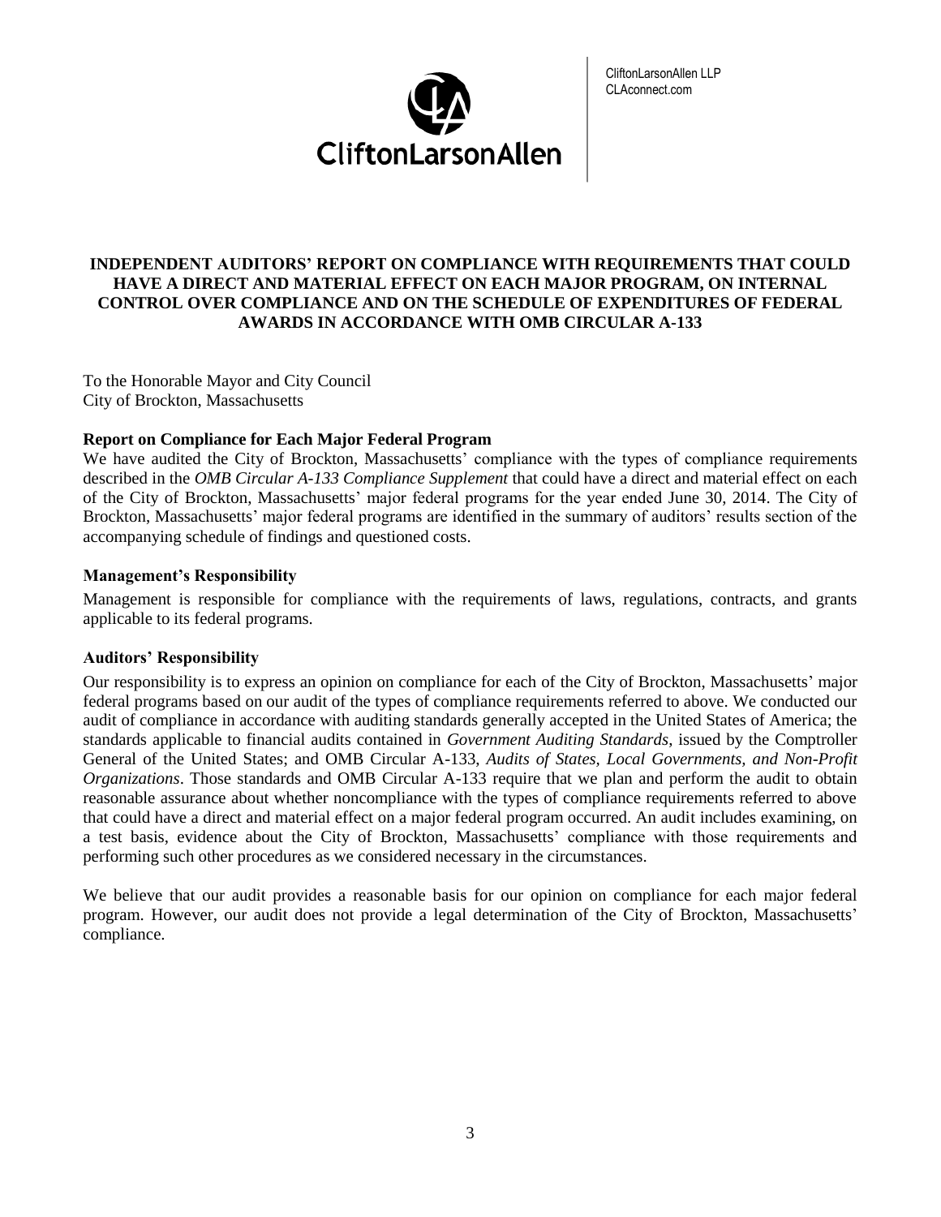CliftonLarsonAllen LLP
CLAconnect.com

## INDEPENDENT AUDITORS' REPORT ON COMPLIANCE WITH REQUIREMENTS THAT COULD HAVE A DIRECT AND MATERIAL EFFECT ON EACH MAJOR PROGRAM, ON INTERNAL CONTROL OVER COMPLIANCE AND ON THE SCHEDULE OF EXPENDITURES OF FEDERAL AWARDS IN ACCORDANCE WITH OMB CIRCULAR A-133

To the Honorable Mayor and City Council
City of Brockton, Massachusetts

### Report on Compliance for Each Major Federal Program

We have audited the City of Brockton, Massachusetts' compliance with the types of compliance requirements described in the *OMB Circular A-133 Compliance Supplement* that could have a direct and material effect on each of the City of Brockton, Massachusetts' major federal programs for the year ended June 30, 2014. The City of Brockton, Massachusetts' major federal programs are identified in the summary of auditors' results section of the accompanying schedule of findings and questioned costs.

### Management's Responsibility

Management is responsible for compliance with the requirements of laws, regulations, contracts, and grants applicable to its federal programs.

### Auditors' Responsibility

Our responsibility is to express an opinion on compliance for each of the City of Brockton, Massachusetts' major federal programs based on our audit of the types of compliance requirements referred to above. We conducted our audit of compliance in accordance with auditing standards generally accepted in the United States of America; the standards applicable to financial audits contained in *Government Auditing Standards*, issued by the Comptroller General of the United States; and OMB Circular A-133, *Audits of States, Local Governments, and Non-Profit Organizations*. Those standards and OMB Circular A-133 require that we plan and perform the audit to obtain reasonable assurance about whether noncompliance with the types of compliance requirements referred to above that could have a direct and material effect on a major federal program occurred. An audit includes examining, on a test basis, evidence about the City of Brockton, Massachusetts' compliance with those requirements and performing such other procedures as we considered necessary in the circumstances.

We believe that our audit provides a reasonable basis for our opinion on compliance for each major federal program. However, our audit does not provide a legal determination of the City of Brockton, Massachusetts' compliance.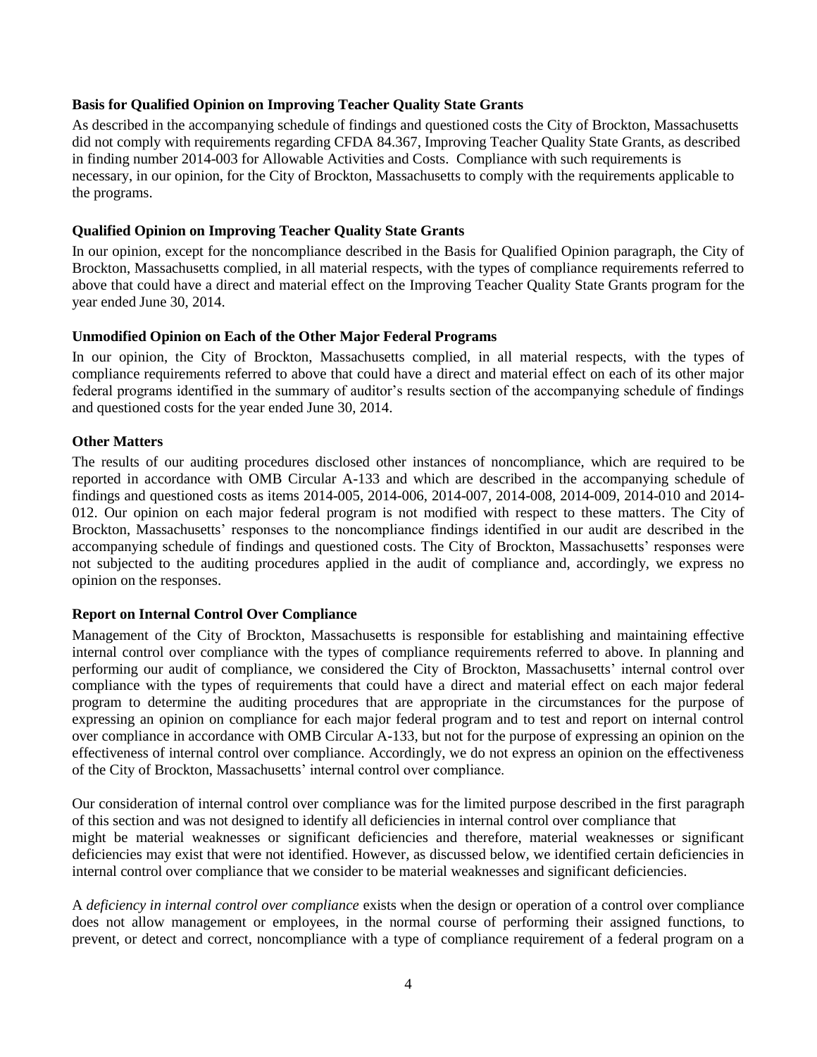**Basis for Qualified Opinion on Improving Teacher Quality State Grants**

As described in the accompanying schedule of findings and questioned costs the City of Brockton, Massachusetts did not comply with requirements regarding CFDA 84.367, Improving Teacher Quality State Grants, as described in finding number 2014-003 for Allowable Activities and Costs. Compliance with such requirements is necessary, in our opinion, for the City of Brockton, Massachusetts to comply with the requirements applicable to the programs.

**Qualified Opinion on Improving Teacher Quality State Grants**

In our opinion, except for the noncompliance described in the Basis for Qualified Opinion paragraph, the City of Brockton, Massachusetts complied, in all material respects, with the types of compliance requirements referred to above that could have a direct and material effect on the Improving Teacher Quality State Grants program for the year ended June 30, 2014.

**Unmodified Opinion on Each of the Other Major Federal Programs**

In our opinion, the City of Brockton, Massachusetts complied, in all material respects, with the types of compliance requirements referred to above that could have a direct and material effect on each of its other major federal programs identified in the summary of auditor's results section of the accompanying schedule of findings and questioned costs for the year ended June 30, 2014.

**Other Matters**

The results of our auditing procedures disclosed other instances of noncompliance, which are required to be reported in accordance with OMB Circular A-133 and which are described in the accompanying schedule of findings and questioned costs as items 2014-005, 2014-006, 2014-007, 2014-008, 2014-009, 2014-010 and 2014-012. Our opinion on each major federal program is not modified with respect to these matters. The City of Brockton, Massachusetts' responses to the noncompliance findings identified in our audit are described in the accompanying schedule of findings and questioned costs. The City of Brockton, Massachusetts' responses were not subjected to the auditing procedures applied in the audit of compliance and, accordingly, we express no opinion on the responses.

**Report on Internal Control Over Compliance**

Management of the City of Brockton, Massachusetts is responsible for establishing and maintaining effective internal control over compliance with the types of compliance requirements referred to above. In planning and performing our audit of compliance, we considered the City of Brockton, Massachusetts' internal control over compliance with the types of requirements that could have a direct and material effect on each major federal program to determine the auditing procedures that are appropriate in the circumstances for the purpose of expressing an opinion on compliance for each major federal program and to test and report on internal control over compliance in accordance with OMB Circular A-133, but not for the purpose of expressing an opinion on the effectiveness of internal control over compliance. Accordingly, we do not express an opinion on the effectiveness of the City of Brockton, Massachusetts' internal control over compliance.

Our consideration of internal control over compliance was for the limited purpose described in the first paragraph of this section and was not designed to identify all deficiencies in internal control over compliance that might be material weaknesses or significant deficiencies and therefore, material weaknesses or significant deficiencies may exist that were not identified. However, as discussed below, we identified certain deficiencies in internal control over compliance that we consider to be material weaknesses and significant deficiencies.

A *deficiency in internal control over compliance* exists when the design or operation of a control over compliance does not allow management or employees, in the normal course of performing their assigned functions, to prevent, or detect and correct, noncompliance with a type of compliance requirement of a federal program on a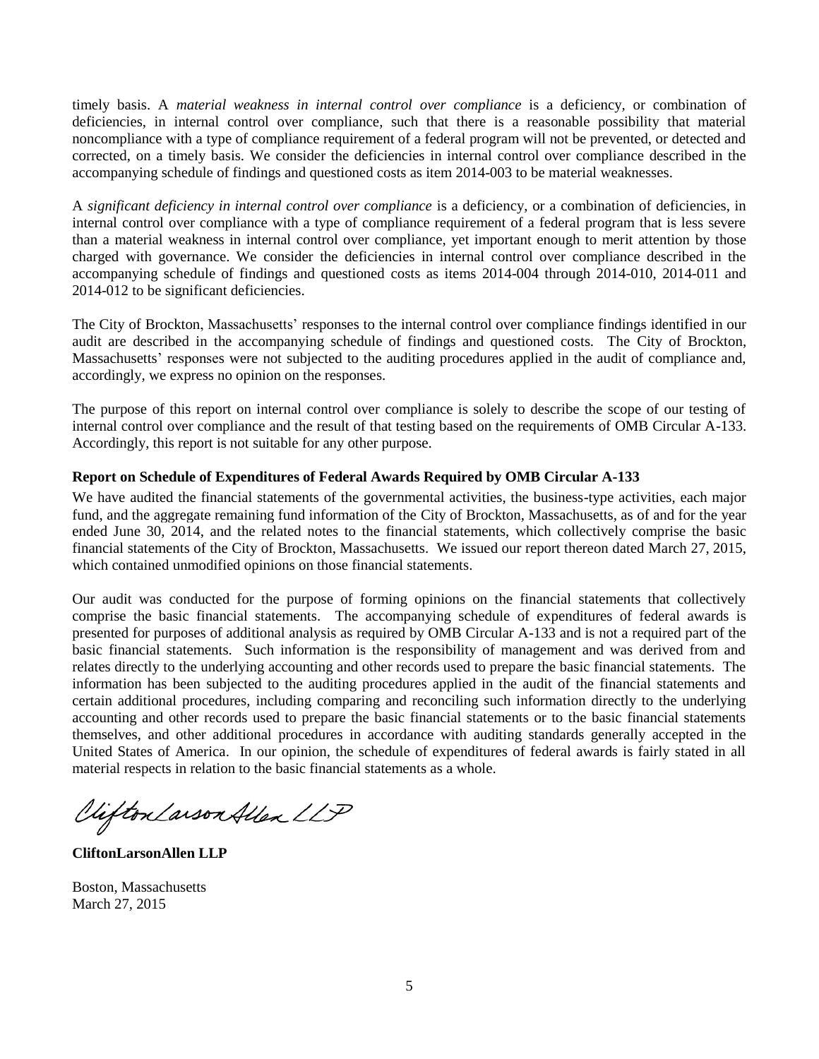timely basis. A *material weakness in internal control over compliance* is a deficiency, or combination of deficiencies, in internal control over compliance, such that there is a reasonable possibility that material noncompliance with a type of compliance requirement of a federal program will not be prevented, or detected and corrected, on a timely basis. We consider the deficiencies in internal control over compliance described in the accompanying schedule of findings and questioned costs as item 2014-003 to be material weaknesses.

A *significant deficiency in internal control over compliance* is a deficiency, or a combination of deficiencies, in internal control over compliance with a type of compliance requirement of a federal program that is less severe than a material weakness in internal control over compliance, yet important enough to merit attention by those charged with governance. We consider the deficiencies in internal control over compliance described in the accompanying schedule of findings and questioned costs as items 2014-004 through 2014-010, 2014-011 and 2014-012 to be significant deficiencies.

The City of Brockton, Massachusetts' responses to the internal control over compliance findings identified in our audit are described in the accompanying schedule of findings and questioned costs. The City of Brockton, Massachusetts' responses were not subjected to the auditing procedures applied in the audit of compliance and, accordingly, we express no opinion on the responses.

The purpose of this report on internal control over compliance is solely to describe the scope of our testing of internal control over compliance and the result of that testing based on the requirements of OMB Circular A-133. Accordingly, this report is not suitable for any other purpose.

**Report on Schedule of Expenditures of Federal Awards Required by OMB Circular A-133**

We have audited the financial statements of the governmental activities, the business-type activities, each major fund, and the aggregate remaining fund information of the City of Brockton, Massachusetts, as of and for the year ended June 30, 2014, and the related notes to the financial statements, which collectively comprise the basic financial statements of the City of Brockton, Massachusetts. We issued our report thereon dated March 27, 2015, which contained unmodified opinions on those financial statements.

Our audit was conducted for the purpose of forming opinions on the financial statements that collectively comprise the basic financial statements. The accompanying schedule of expenditures of federal awards is presented for purposes of additional analysis as required by OMB Circular A-133 and is not a required part of the basic financial statements. Such information is the responsibility of management and was derived from and relates directly to the underlying accounting and other records used to prepare the basic financial statements. The information has been subjected to the auditing procedures applied in the audit of the financial statements and certain additional procedures, including comparing and reconciling such information directly to the underlying accounting and other records used to prepare the basic financial statements or to the basic financial statements themselves, and other additional procedures in accordance with auditing standards generally accepted in the United States of America. In our opinion, the schedule of expenditures of federal awards is fairly stated in all material respects in relation to the basic financial statements as a whole.

CliftonLarsonAllen LLP

**CliftonLarsonAllen LLP**

Boston, Massachusetts
March 27, 2015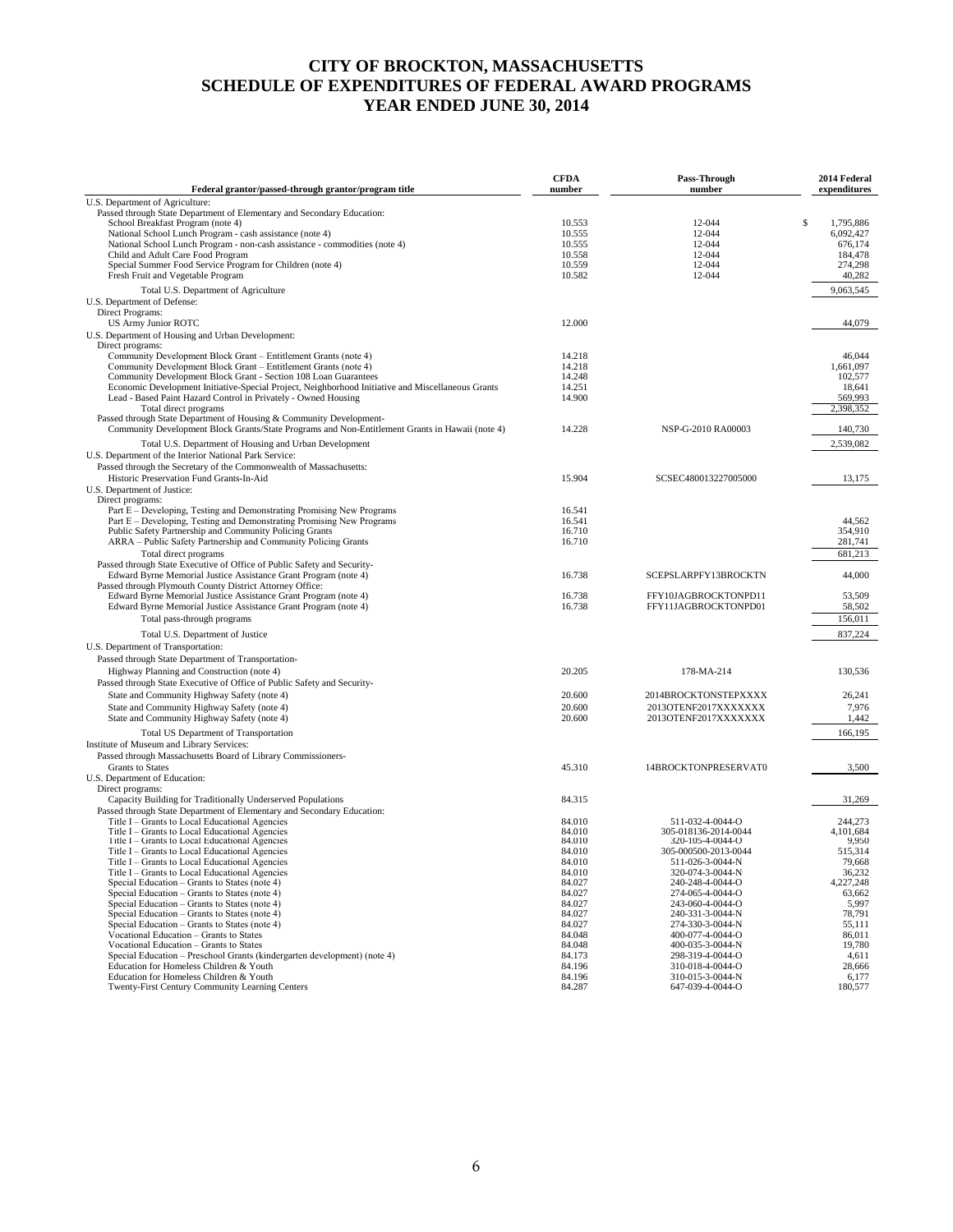# CITY OF BROCKTON, MASSACHUSETTS
# SCHEDULE OF EXPENDITURES OF FEDERAL AWARD PROGRAMS
# YEAR ENDED JUNE 30, 2014

| Federal grantor/passed-through grantor/program title | CFDA number | Pass-Through number | 2014 Federal expenditures |
|---|---|---|---|
| U.S. Department of Agriculture: | | | |
| Passed through State Department of Elementary and Secondary Education: | | | |
| School Breakfast Program (note 4) | 10.553 | 12-044 | $ 1,795,886 |
| National School Lunch Program - cash assistance (note 4) | 10.555 | 12-044 | 6,092,427 |
| National School Lunch Program - non-cash assistance - commodities (note 4) | 10.555 | 12-044 | 676,174 |
| Child and Adult Care Food Program | 10.558 | 12-044 | 184,478 |
| Special Summer Food Service Program for Children (note 4) | 10.559 | 12-044 | 274,298 |
| Fresh Fruit and Vegetable Program | 10.582 | 12-044 | 40,282 |
| Total U.S. Department of Agriculture | | | 9,063,545 |
| U.S. Department of Defense: | | | |
| Direct Programs: | | | |
| US Army Junior ROTC | 12.000 | | 44,079 |
| U.S. Department of Housing and Urban Development: | | | |
| Direct programs: | | | |
| Community Development Block Grant – Entitlement Grants (note 4) | 14.218 | | 46,044 |
| Community Development Block Grant – Entitlement Grants (note 4) | 14.218 | | 1,661,097 |
| Community Development Block Grant - Section 108 Loan Guarantees | 14.248 | | 102,577 |
| Economic Development Initiative-Special Project, Neighborhood Initiative and Miscellaneous Grants | 14.251 | | 18,641 |
| Lead - Based Paint Hazard Control in Privately - Owned Housing | 14.900 | | 569,993 |
| Total direct programs | | | 2,398,352 |
| Passed through State Department of Housing & Community Development- | | | |
| Community Development Block Grants/State Programs and Non-Entitlement Grants in Hawaii (note 4) | 14.228 | NSP-G-2010 RA00003 | 140,730 |
| Total U.S. Department of Housing and Urban Development | | | 2,539,082 |
| U.S. Department of the Interior National Park Service: | | | |
| Passed through the Secretary of the Commonwealth of Massachusetts: | | | |
| Historic Preservation Fund Grants-In-Aid | 15.904 | SCSEC480013227005000 | 13,175 |
| U.S. Department of Justice: | | | |
| Direct programs: | | | |
| Part E – Developing, Testing and Demonstrating Promising New Programs | 16.541 | | |
| Part E – Developing, Testing and Demonstrating Promising New Programs | 16.541 | | 44,562 |
| Public Safety Partnership and Community Policing Grants | 16.710 | | 354,910 |
| ARRA – Public Safety Partnership and Community Policing Grants | 16.710 | | 281,741 |
| Total direct programs | | | 681,213 |
| Passed through State Executive of Office of Public Safety and Security- | | | |
| Edward Byrne Memorial Justice Assistance Grant Program (note 4) | 16.738 | SCEPSLARPFY13BROCKTN | 44,000 |
| Passed through Plymouth County District Attorney Office: | | | |
| Edward Byrne Memorial Justice Assistance Grant Program (note 4) | 16.738 | FFY10JAGBROCKTONPD11 | 53,509 |
| Edward Byrne Memorial Justice Assistance Grant Program (note 4) | 16.738 | FFY11JAGBROCKTONPD01 | 58,502 |
| Total pass-through programs | | | 156,011 |
| Total U.S. Department of Justice | | | 837,224 |
| U.S. Department of Transportation: | | | |
| Passed through State Department of Transportation- | | | |
| Highway Planning and Construction (note 4) | 20.205 | 178-MA-214 | 130,536 |
| Passed through State Executive of Office of Public Safety and Security- | | | |
| State and Community Highway Safety (note 4) | 20.600 | 2014BROCKTONSTEPXXXX | 26,241 |
| State and Community Highway Safety (note 4) | 20.600 | 2013OTENF2017XXXXXXX | 7,976 |
| State and Community Highway Safety (note 4) | 20.600 | 2013OTENF2017XXXXXXX | 1,442 |
| Total US Department of Transportation | | | 166,195 |
| Institute of Museum and Library Services: | | | |
| Passed through Massachusetts Board of Library Commissioners- | | | |
| Grants to States | 45.310 | 14BROCKTONPRESERVAT0 | 3,500 |
| U.S. Department of Education: | | | |
| Direct programs: | | | |
| Capacity Building for Traditionally Underserved Populations | 84.315 | | 31,269 |
| Passed through State Department of Elementary and Secondary Education: | | | |
| Title I – Grants to Local Educational Agencies | 84.010 | 511-032-4-0044-O | 244,273 |
| Title I – Grants to Local Educational Agencies | 84.010 | 305-018136-2014-0044 | 4,101,684 |
| Title I – Grants to Local Educational Agencies | 84.010 | 320-105-4-0044-O | 9,950 |
| Title I – Grants to Local Educational Agencies | 84.010 | 305-000500-2013-0044 | 515,314 |
| Title I – Grants to Local Educational Agencies | 84.010 | 511-026-3-0044-N | 79,668 |
| Title I – Grants to Local Educational Agencies | 84.010 | 320-074-3-0044-N | 36,232 |
| Special Education – Grants to States (note 4) | 84.027 | 240-248-4-0044-O | 4,227,248 |
| Special Education – Grants to States (note 4) | 84.027 | 274-065-4-0044-O | 63,662 |
| Special Education – Grants to States (note 4) | 84.027 | 243-060-4-0044-O | 5,997 |
| Special Education – Grants to States (note 4) | 84.027 | 240-331-3-0044-N | 78,791 |
| Special Education – Grants to States (note 4) | 84.027 | 274-330-3-0044-N | 55,111 |
| Vocational Education – Grants to States | 84.048 | 400-077-4-0044-O | 86,011 |
| Vocational Education – Grants to States | 84.048 | 400-035-3-0044-N | 19,780 |
| Special Education – Preschool Grants (kindergarten development) (note 4) | 84.173 | 298-319-4-0044-O | 4,611 |
| Education for Homeless Children & Youth | 84.196 | 310-018-4-0044-O | 28,666 |
| Education for Homeless Children & Youth | 84.196 | 310-015-3-0044-N | 6,177 |
| Twenty-First Century Community Learning Centers | 84.287 | 647-039-4-0044-O | 180,577 |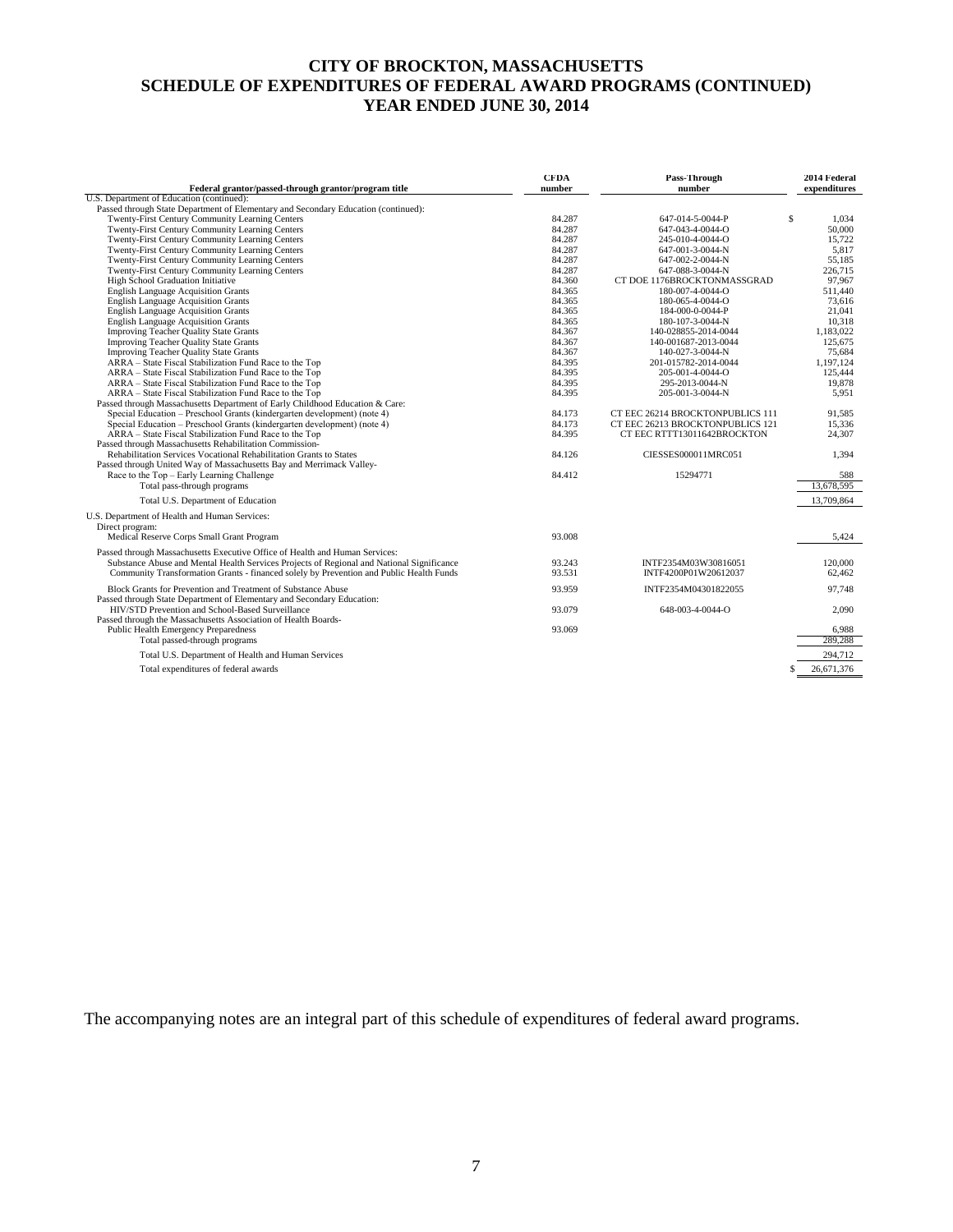# CITY OF BROCKTON, MASSACHUSETTS
## SCHEDULE OF EXPENDITURES OF FEDERAL AWARD PROGRAMS (CONTINUED)
### YEAR ENDED JUNE 30, 2014

| Federal grantor/passed-through grantor/program title | CFDA number | Pass-Through number | 2014 Federal expenditures |
|---|---|---|---|
| U.S. Department of Education (continued): | | | |
| Passed through State Department of Elementary and Secondary Education (continued): | | | |
| Twenty-First Century Community Learning Centers | 84.287 | 647-014-5-0044-P | $ 1,034 |
| Twenty-First Century Community Learning Centers | 84.287 | 647-043-4-0044-O | 50,000 |
| Twenty-First Century Community Learning Centers | 84.287 | 245-010-4-0044-O | 15,722 |
| Twenty-First Century Community Learning Centers | 84.287 | 647-001-3-0044-N | 5,817 |
| Twenty-First Century Community Learning Centers | 84.287 | 647-002-2-0044-N | 55,185 |
| Twenty-First Century Community Learning Centers | 84.287 | 647-088-3-0044-N | 226,715 |
| High School Graduation Initiative | 84.360 | CT DOE 1176BROCKTONMASSGRAD | 97,967 |
| English Language Acquisition Grants | 84.365 | 180-007-4-0044-O | 511,440 |
| English Language Acquisition Grants | 84.365 | 180-065-4-0044-O | 73,616 |
| English Language Acquisition Grants | 84.365 | 184-000-0-0044-P | 21,041 |
| English Language Acquisition Grants | 84.365 | 180-107-3-0044-N | 10,318 |
| Improving Teacher Quality State Grants | 84.367 | 140-028855-2014-0044 | 1,183,022 |
| Improving Teacher Quality State Grants | 84.367 | 140-001687-2013-0044 | 125,675 |
| Improving Teacher Quality State Grants | 84.367 | 140-027-3-0044-N | 75,684 |
| ARRA – State Fiscal Stabilization Fund Race to the Top | 84.395 | 201-015782-2014-0044 | 1,197,124 |
| ARRA – State Fiscal Stabilization Fund Race to the Top | 84.395 | 205-001-4-0044-O | 125,444 |
| ARRA – State Fiscal Stabilization Fund Race to the Top | 84.395 | 295-2013-0044-N | 19,878 |
| ARRA – State Fiscal Stabilization Fund Race to the Top | 84.395 | 205-001-3-0044-N | 5,951 |
| Passed through Massachusetts Department of Early Childhood Education & Care: | | | |
| Special Education – Preschool Grants (kindergarten development) (note 4) | 84.173 | CT EEC 26214 BROCKTONPUBLICS 111 | 91,585 |
| Special Education – Preschool Grants (kindergarten development) (note 4) | 84.173 | CT EEC 26213 BROCKTONPUBLICS 121 | 15,336 |
| ARRA – State Fiscal Stabilization Fund Race to the Top | 84.395 | CT EEC RTTT13011642BROCKTON | 24,307 |
| Passed through Massachusetts Rehabilitation Commission- | | | |
| Rehabilitation Services Vocational Rehabilitation Grants to States | 84.126 | CIESSES000011MRC051 | 1,394 |
| Passed through United Way of Massachusetts Bay and Merrimack Valley- | | | |
| Race to the Top – Early Learning Challenge | 84.412 | 15294771 | 588 |
| Total pass-through programs | | | 13,678,595 |
| Total U.S. Department of Education | | | 13,709,864 |
| U.S. Department of Health and Human Services: | | | |
| Direct program: | | | |
| Medical Reserve Corps Small Grant Program | 93.008 | | 5,424 |
| Passed through Massachusetts Executive Office of Health and Human Services: | | | |
| Substance Abuse and Mental Health Services Projects of Regional and National Significance | 93.243 | INTF2354M03W30816051 | 120,000 |
| Community Transformation Grants - financed solely by Prevention and Public Health Funds | 93.531 | INTF4200P01W20612037 | 62,462 |
| Block Grants for Prevention and Treatment of Substance Abuse | 93.959 | INTF2354M04301822055 | 97,748 |
| Passed through State Department of Elementary and Secondary Education: | | | |
| HIV/STD Prevention and School-Based Surveillance | 93.079 | 648-003-4-0044-O | 2,090 |
| Passed through the Massachusetts Association of Health Boards- | | | |
| Public Health Emergency Preparedness | 93.069 | | 6,988 |
| Total passed-through programs | | | 289,288 |
| Total U.S. Department of Health and Human Services | | | 294,712 |
| Total expenditures of federal awards | | | $ 26,671,376 |

The accompanying notes are an integral part of this schedule of expenditures of federal award programs.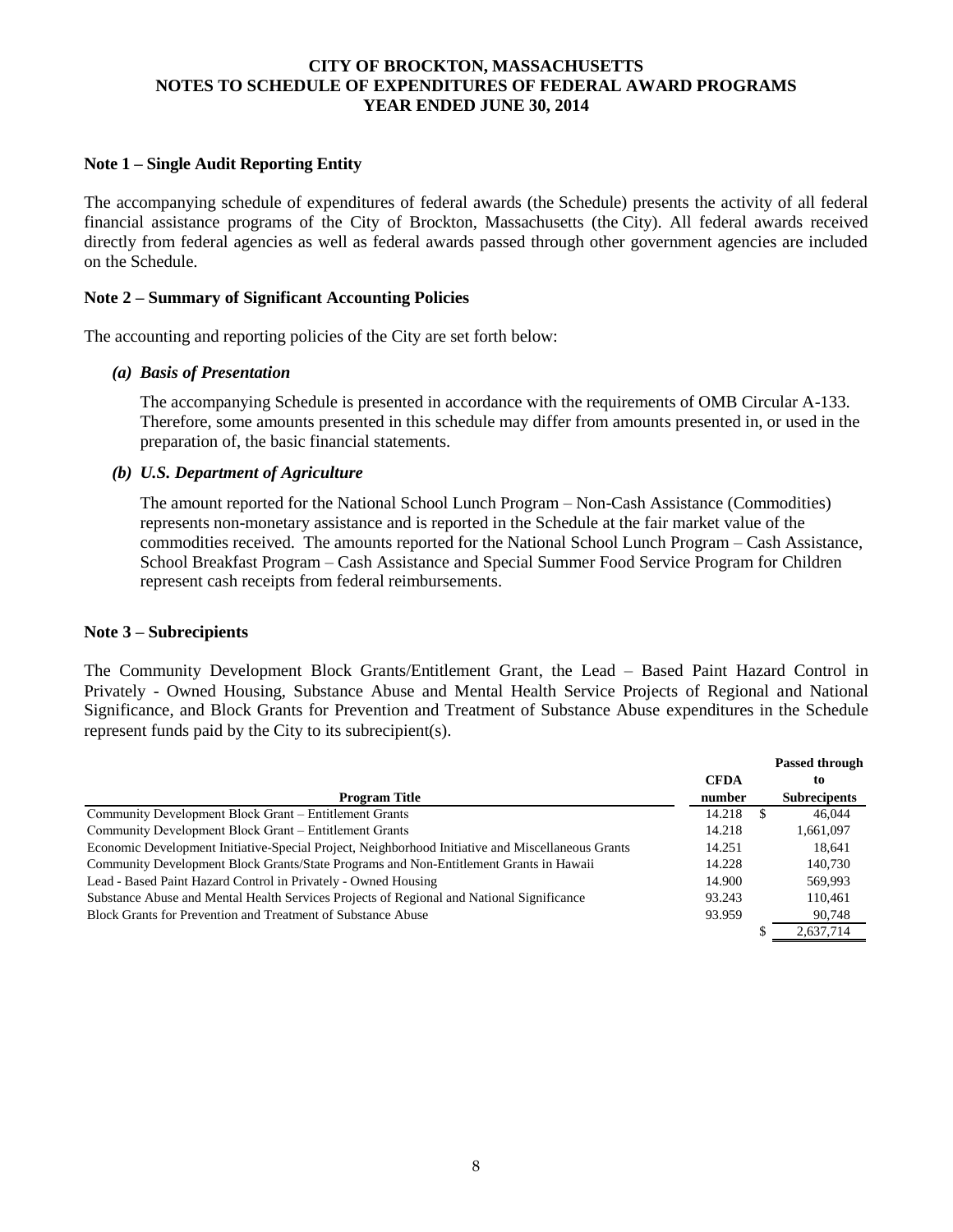# CITY OF BROCKTON, MASSACHUSETTS
## NOTES TO SCHEDULE OF EXPENDITURES OF FEDERAL AWARD PROGRAMS
## YEAR ENDED JUNE 30, 2014

**Note 1 – Single Audit Reporting Entity**

The accompanying schedule of expenditures of federal awards (the Schedule) presents the activity of all federal financial assistance programs of the City of Brockton, Massachusetts (the City). All federal awards received directly from federal agencies as well as federal awards passed through other government agencies are included on the Schedule.

**Note 2 – Summary of Significant Accounting Policies**

The accounting and reporting policies of the City are set forth below:

***(a) Basis of Presentation***

The accompanying Schedule is presented in accordance with the requirements of OMB Circular A-133. Therefore, some amounts presented in this schedule may differ from amounts presented in, or used in the preparation of, the basic financial statements.

***(b) U.S. Department of Agriculture***

The amount reported for the National School Lunch Program – Non-Cash Assistance (Commodities) represents non-monetary assistance and is reported in the Schedule at the fair market value of the commodities received. The amounts reported for the National School Lunch Program – Cash Assistance, School Breakfast Program – Cash Assistance and Special Summer Food Service Program for Children represent cash receipts from federal reimbursements.

**Note 3 – Subrecipients**

The Community Development Block Grants/Entitlement Grant, the Lead – Based Paint Hazard Control in Privately - Owned Housing, Substance Abuse and Mental Health Service Projects of Regional and National Significance, and Block Grants for Prevention and Treatment of Substance Abuse expenditures in the Schedule represent funds paid by the City to its subrecipient(s).

| Program Title | CFDA number | Passed through to Subrecipients |
|---|---|---|
| Community Development Block Grant – Entitlement Grants | 14.218 | $ 46,044 |
| Community Development Block Grant – Entitlement Grants | 14.218 | 1,661,097 |
| Economic Development Initiative-Special Project, Neighborhood Initiative and Miscellaneous Grants | 14.251 | 18,641 |
| Community Development Block Grants/State Programs and Non-Entitlement Grants in Hawaii | 14.228 | 140,730 |
| Lead - Based Paint Hazard Control in Privately - Owned Housing | 14.900 | 569,993 |
| Substance Abuse and Mental Health Services Projects of Regional and National Significance | 93.243 | 110,461 |
| Block Grants for Prevention and Treatment of Substance Abuse | 93.959 | 90,748 |
| | | $ 2,637,714 |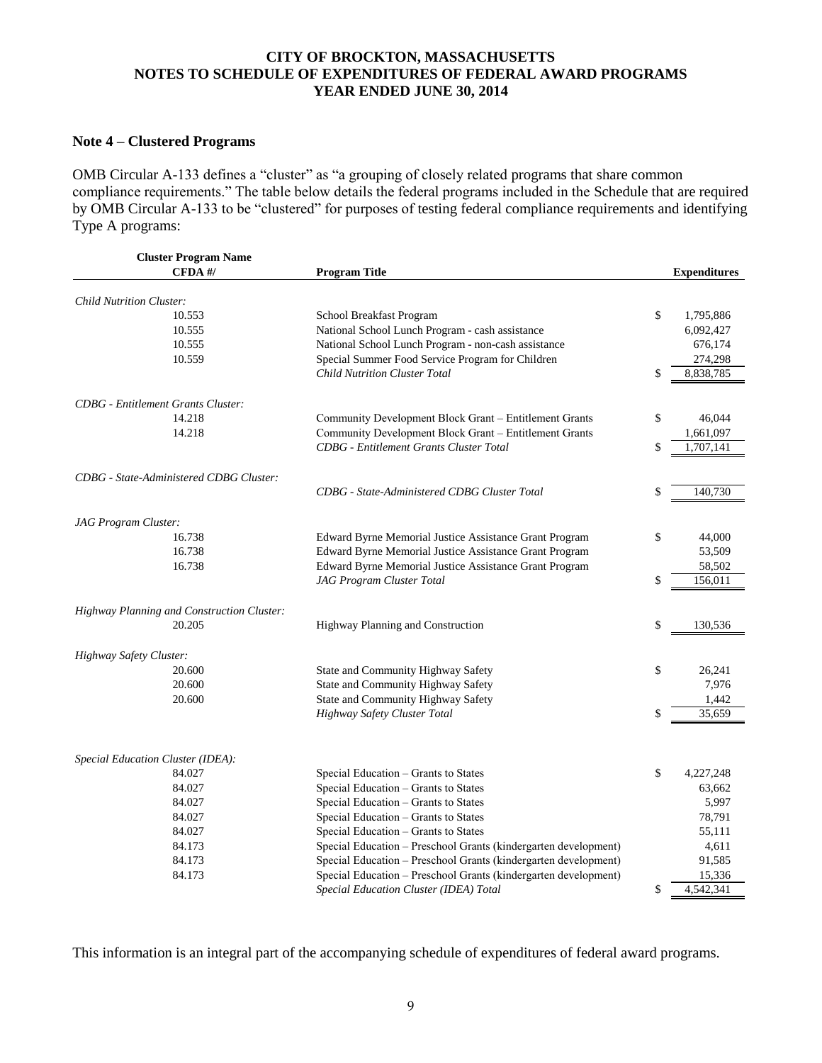**CITY OF BROCKTON, MASSACHUSETTS**
**NOTES TO SCHEDULE OF EXPENDITURES OF FEDERAL AWARD PROGRAMS**
**YEAR ENDED JUNE 30, 2014**

## Note 4 – Clustered Programs

OMB Circular A-133 defines a "cluster" as "a grouping of closely related programs that share common compliance requirements." The table below details the federal programs included in the Schedule that are required by OMB Circular A-133 to be "clustered" for purposes of testing federal compliance requirements and identifying Type A programs:

| Cluster Program Name CFDA #/ | Program Title | | Expenditures |
|---|---|---|---|
| *Child Nutrition Cluster:* | | | |
| 10.553 | School Breakfast Program | $ | 1,795,886 |
| 10.555 | National School Lunch Program - cash assistance | | 6,092,427 |
| 10.555 | National School Lunch Program - non-cash assistance | | 676,174 |
| 10.559 | Special Summer Food Service Program for Children | | 274,298 |
| | *Child Nutrition Cluster Total* | $ | 8,838,785 |
| *CDBG - Entitlement Grants Cluster:* | | | |
| 14.218 | Community Development Block Grant – Entitlement Grants | $ | 46,044 |
| 14.218 | Community Development Block Grant – Entitlement Grants | | 1,661,097 |
| | *CDBG - Entitlement Grants Cluster Total* | $ | 1,707,141 |
| *CDBG - State-Administered CDBG Cluster:* | | | |
| | *CDBG - State-Administered CDBG Cluster Total* | $ | 140,730 |
| *JAG Program Cluster:* | | | |
| 16.738 | Edward Byrne Memorial Justice Assistance Grant Program | $ | 44,000 |
| 16.738 | Edward Byrne Memorial Justice Assistance Grant Program | | 53,509 |
| 16.738 | Edward Byrne Memorial Justice Assistance Grant Program | | 58,502 |
| | *JAG Program Cluster Total* | $ | 156,011 |
| *Highway Planning and Construction Cluster:* | | | |
| 20.205 | Highway Planning and Construction | $ | 130,536 |
| *Highway Safety Cluster:* | | | |
| 20.600 | State and Community Highway Safety | $ | 26,241 |
| 20.600 | State and Community Highway Safety | | 7,976 |
| 20.600 | State and Community Highway Safety | | 1,442 |
| | *Highway Safety Cluster Total* | $ | 35,659 |
| *Special Education Cluster (IDEA):* | | | |
| 84.027 | Special Education – Grants to States | $ | 4,227,248 |
| 84.027 | Special Education – Grants to States | | 63,662 |
| 84.027 | Special Education – Grants to States | | 5,997 |
| 84.027 | Special Education – Grants to States | | 78,791 |
| 84.027 | Special Education – Grants to States | | 55,111 |
| 84.173 | Special Education – Preschool Grants (kindergarten development) | | 4,611 |
| 84.173 | Special Education – Preschool Grants (kindergarten development) | | 91,585 |
| 84.173 | Special Education – Preschool Grants (kindergarten development) | | 15,336 |
| | *Special Education Cluster (IDEA) Total* | $ | 4,542,341 |

This information is an integral part of the accompanying schedule of expenditures of federal award programs.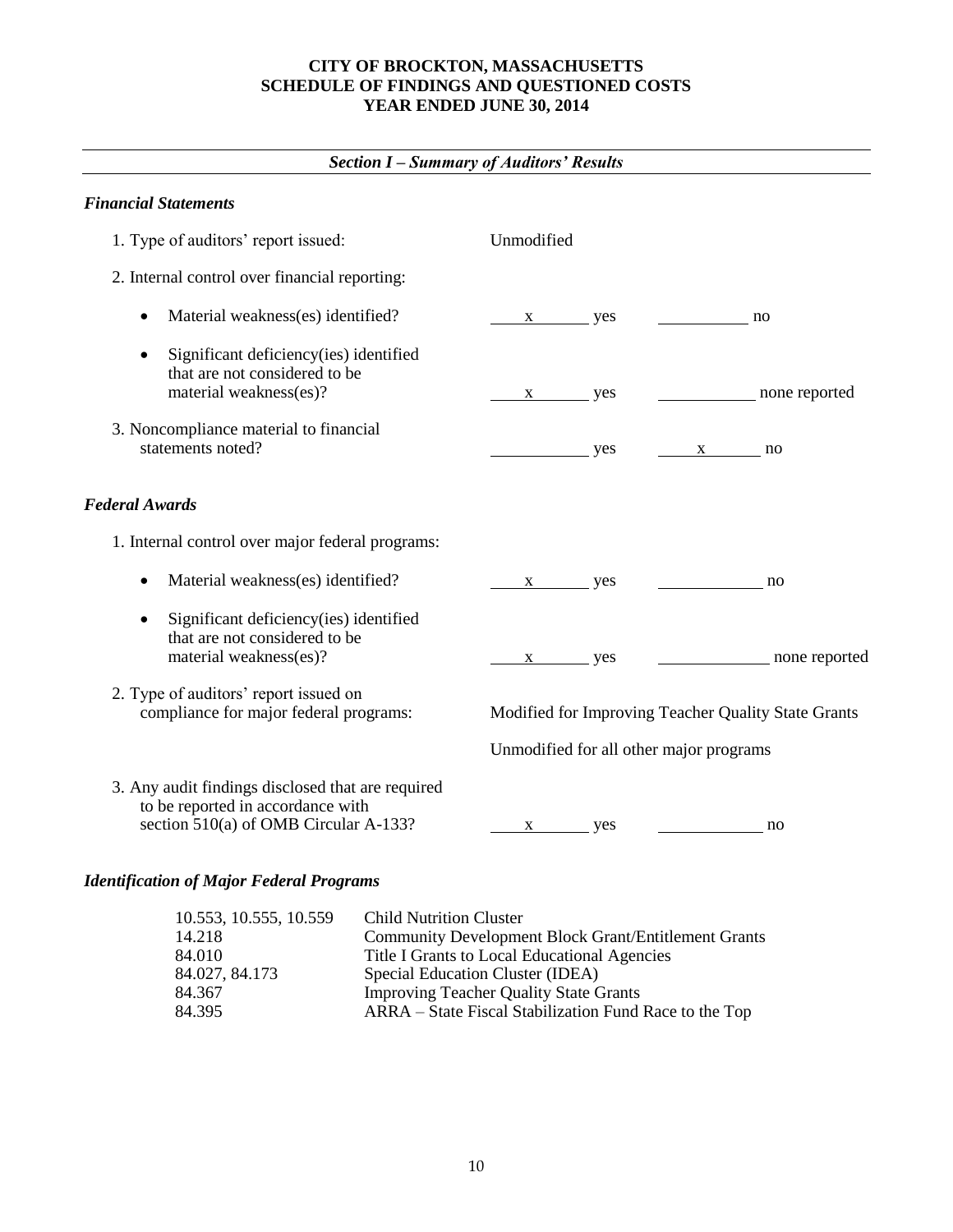# CITY OF BROCKTON, MASSACHUSETTS
## SCHEDULE OF FINDINGS AND QUESTIONED COSTS
## YEAR ENDED JUNE 30, 2014

---

***Section I – Summary of Auditors' Results***

---

***Financial Statements***

1. Type of auditors' report issued: Unmodified

2. Internal control over financial reporting:

   - Material weakness(es) identified? &nbsp;&nbsp; x yes &nbsp;&nbsp; ___ no

   - Significant deficiency(ies) identified that are not considered to be material weakness(es)? &nbsp;&nbsp; x yes &nbsp;&nbsp; ___ none reported

3. Noncompliance material to financial statements noted? &nbsp;&nbsp; ___ yes &nbsp;&nbsp; x no

***Federal Awards***

1. Internal control over major federal programs:

   - Material weakness(es) identified? &nbsp;&nbsp; x yes &nbsp;&nbsp; ___ no

   - Significant deficiency(ies) identified that are not considered to be material weakness(es)? &nbsp;&nbsp; x yes &nbsp;&nbsp; ___ none reported

2. Type of auditors' report issued on compliance for major federal programs: Modified for Improving Teacher Quality State Grants

   Unmodified for all other major programs

3. Any audit findings disclosed that are required to be reported in accordance with section 510(a) of OMB Circular A-133? &nbsp;&nbsp; x yes &nbsp;&nbsp; ___ no

***Identification of Major Federal Programs***

| | |
|---|---|
| 10.553, 10.555, 10.559 | Child Nutrition Cluster |
| 14.218 | Community Development Block Grant/Entitlement Grants |
| 84.010 | Title I Grants to Local Educational Agencies |
| 84.027, 84.173 | Special Education Cluster (IDEA) |
| 84.367 | Improving Teacher Quality State Grants |
| 84.395 | ARRA – State Fiscal Stabilization Fund Race to the Top |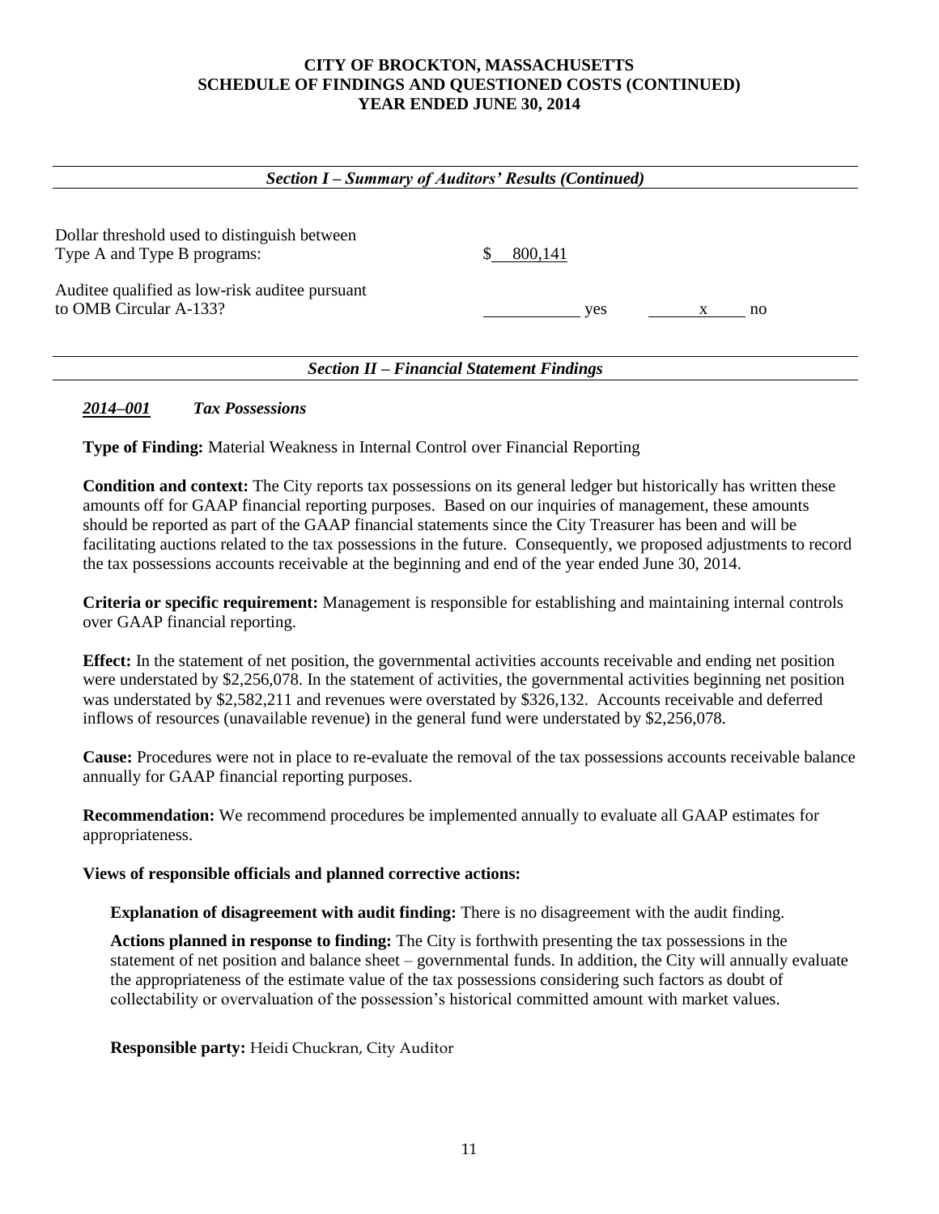# CITY OF BROCKTON, MASSACHUSETTS
# SCHEDULE OF FINDINGS AND QUESTIONED COSTS (CONTINUED)
# YEAR ENDED JUNE 30, 2014

## *Section I – Summary of Auditors' Results (Continued)*

| | | |
|---|---|---|
| Dollar threshold used to distinguish between Type A and Type B programs: | $ 800,141 | |
| Auditee qualified as low-risk auditee pursuant to OMB Circular A-133? | _____ yes | x no |

## *Section II – Financial Statement Findings*

### *2014–001* *Tax Possessions*

**Type of Finding:** Material Weakness in Internal Control over Financial Reporting

**Condition and context:** The City reports tax possessions on its general ledger but historically has written these amounts off for GAAP financial reporting purposes. Based on our inquiries of management, these amounts should be reported as part of the GAAP financial statements since the City Treasurer has been and will be facilitating auctions related to the tax possessions in the future. Consequently, we proposed adjustments to record the tax possessions accounts receivable at the beginning and end of the year ended June 30, 2014.

**Criteria or specific requirement:** Management is responsible for establishing and maintaining internal controls over GAAP financial reporting.

**Effect:** In the statement of net position, the governmental activities accounts receivable and ending net position were understated by $2,256,078. In the statement of activities, the governmental activities beginning net position was understated by $2,582,211 and revenues were overstated by $326,132. Accounts receivable and deferred inflows of resources (unavailable revenue) in the general fund were understated by $2,256,078.

**Cause:** Procedures were not in place to re-evaluate the removal of the tax possessions accounts receivable balance annually for GAAP financial reporting purposes.

**Recommendation:** We recommend procedures be implemented annually to evaluate all GAAP estimates for appropriateness.

**Views of responsible officials and planned corrective actions:**

**Explanation of disagreement with audit finding:** There is no disagreement with the audit finding.

**Actions planned in response to finding:** The City is forthwith presenting the tax possessions in the statement of net position and balance sheet – governmental funds. In addition, the City will annually evaluate the appropriateness of the estimate value of the tax possessions considering such factors as doubt of collectability or overvaluation of the possession's historical committed amount with market values.

**Responsible party:** Heidi Chuckran, City Auditor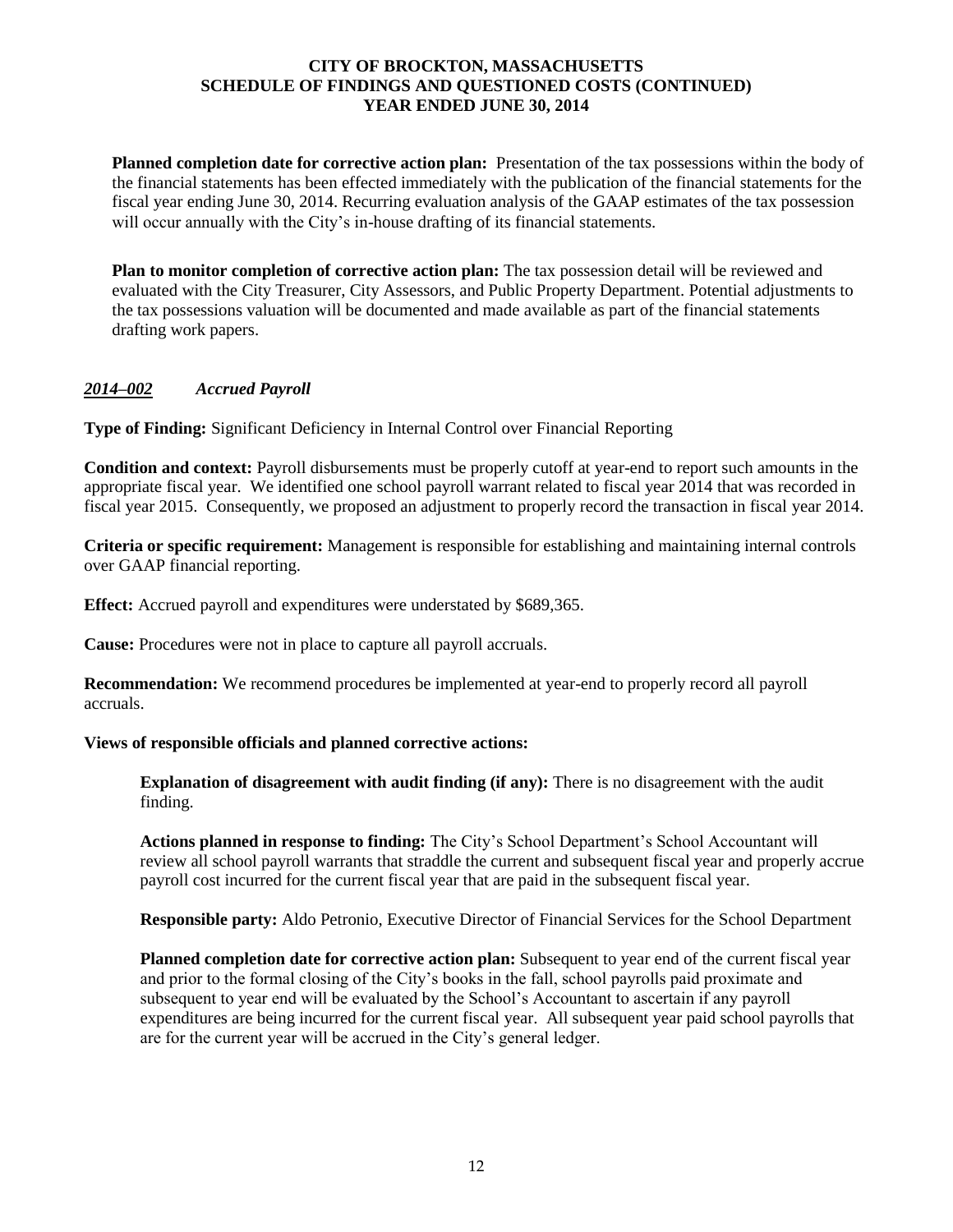**Planned completion date for corrective action plan:** Presentation of the tax possessions within the body of the financial statements has been effected immediately with the publication of the financial statements for the fiscal year ending June 30, 2014. Recurring evaluation analysis of the GAAP estimates of the tax possession will occur annually with the City's in-house drafting of its financial statements.

**Plan to monitor completion of corrective action plan:** The tax possession detail will be reviewed and evaluated with the City Treasurer, City Assessors, and Public Property Department. Potential adjustments to the tax possessions valuation will be documented and made available as part of the financial statements drafting work papers.

***2014–002*** ***Accrued Payroll***

**Type of Finding:** Significant Deficiency in Internal Control over Financial Reporting

**Condition and context:** Payroll disbursements must be properly cutoff at year-end to report such amounts in the appropriate fiscal year. We identified one school payroll warrant related to fiscal year 2014 that was recorded in fiscal year 2015. Consequently, we proposed an adjustment to properly record the transaction in fiscal year 2014.

**Criteria or specific requirement:** Management is responsible for establishing and maintaining internal controls over GAAP financial reporting.

**Effect:** Accrued payroll and expenditures were understated by $689,365.

**Cause:** Procedures were not in place to capture all payroll accruals.

**Recommendation:** We recommend procedures be implemented at year-end to properly record all payroll accruals.

**Views of responsible officials and planned corrective actions:**

**Explanation of disagreement with audit finding (if any):** There is no disagreement with the audit finding.

**Actions planned in response to finding:** The City's School Department's School Accountant will review all school payroll warrants that straddle the current and subsequent fiscal year and properly accrue payroll cost incurred for the current fiscal year that are paid in the subsequent fiscal year.

**Responsible party:** Aldo Petronio, Executive Director of Financial Services for the School Department

**Planned completion date for corrective action plan:** Subsequent to year end of the current fiscal year and prior to the formal closing of the City's books in the fall, school payrolls paid proximate and subsequent to year end will be evaluated by the School's Accountant to ascertain if any payroll expenditures are being incurred for the current fiscal year. All subsequent year paid school payrolls that are for the current year will be accrued in the City's general ledger.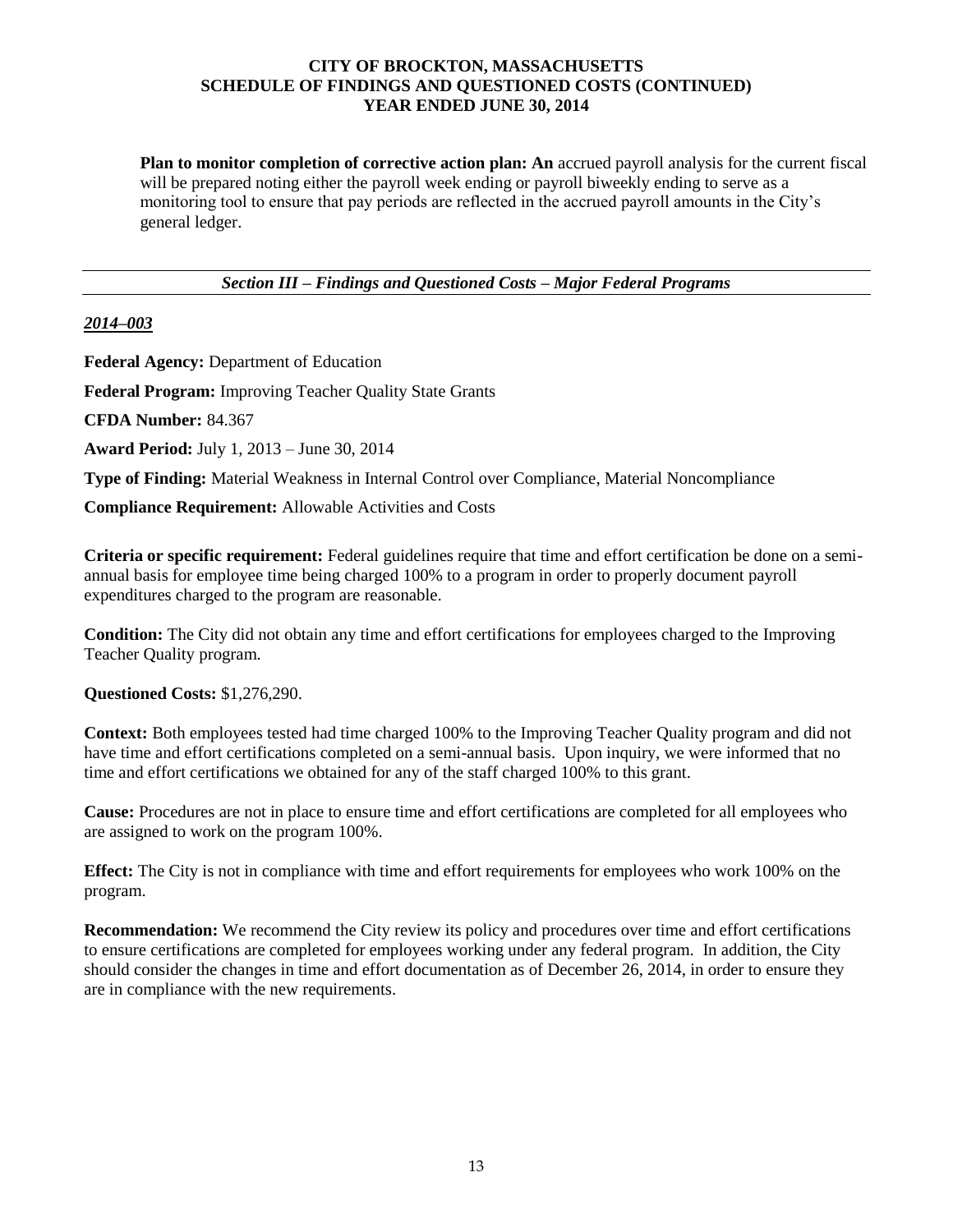**Plan to monitor completion of corrective action plan: An** accrued payroll analysis for the current fiscal will be prepared noting either the payroll week ending or payroll biweekly ending to serve as a monitoring tool to ensure that pay periods are reflected in the accrued payroll amounts in the City's general ledger.

---

## *Section III – Findings and Questioned Costs – Major Federal Programs*

---

***2014–003***

**Federal Agency:** Department of Education

**Federal Program:** Improving Teacher Quality State Grants

**CFDA Number:** 84.367

**Award Period:** July 1, 2013 – June 30, 2014

**Type of Finding:** Material Weakness in Internal Control over Compliance, Material Noncompliance

**Compliance Requirement:** Allowable Activities and Costs

**Criteria or specific requirement:** Federal guidelines require that time and effort certification be done on a semi-annual basis for employee time being charged 100% to a program in order to properly document payroll expenditures charged to the program are reasonable.

**Condition:** The City did not obtain any time and effort certifications for employees charged to the Improving Teacher Quality program.

**Questioned Costs:** $1,276,290.

**Context:** Both employees tested had time charged 100% to the Improving Teacher Quality program and did not have time and effort certifications completed on a semi-annual basis. Upon inquiry, we were informed that no time and effort certifications we obtained for any of the staff charged 100% to this grant.

**Cause:** Procedures are not in place to ensure time and effort certifications are completed for all employees who are assigned to work on the program 100%.

**Effect:** The City is not in compliance with time and effort requirements for employees who work 100% on the program.

**Recommendation:** We recommend the City review its policy and procedures over time and effort certifications to ensure certifications are completed for employees working under any federal program. In addition, the City should consider the changes in time and effort documentation as of December 26, 2014, in order to ensure they are in compliance with the new requirements.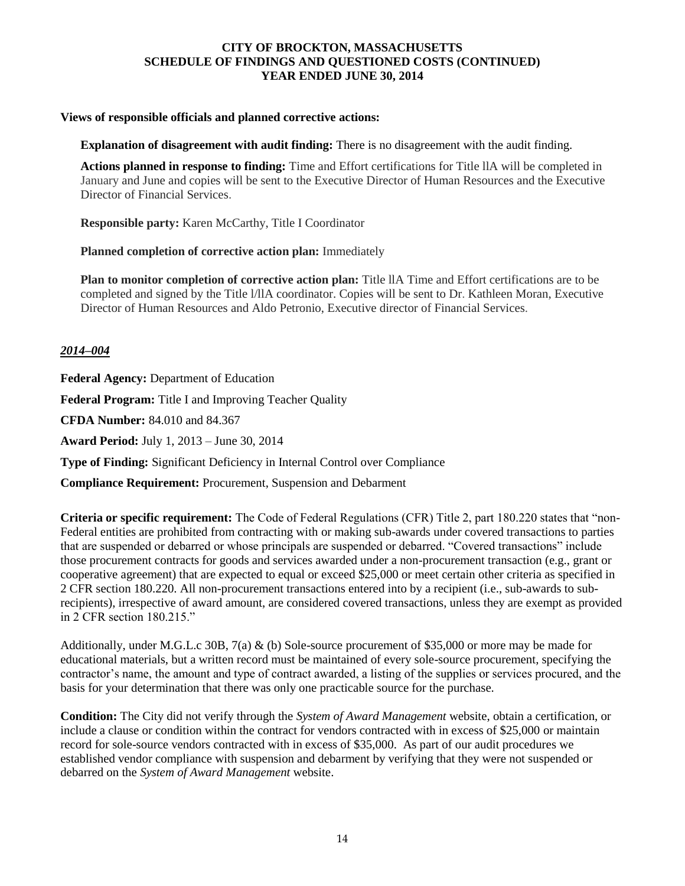**Views of responsible officials and planned corrective actions:**

**Explanation of disagreement with audit finding:** There is no disagreement with the audit finding.

**Actions planned in response to finding:** Time and Effort certifications for Title llA will be completed in January and June and copies will be sent to the Executive Director of Human Resources and the Executive Director of Financial Services.

**Responsible party:** Karen McCarthy, Title I Coordinator

**Planned completion of corrective action plan:** Immediately

**Plan to monitor completion of corrective action plan:** Title llA Time and Effort certifications are to be completed and signed by the Title l/llA coordinator. Copies will be sent to Dr. Kathleen Moran, Executive Director of Human Resources and Aldo Petronio, Executive director of Financial Services.

***2014–004***

**Federal Agency:** Department of Education

**Federal Program:** Title I and Improving Teacher Quality

**CFDA Number:** 84.010 and 84.367

**Award Period:** July 1, 2013 – June 30, 2014

**Type of Finding:** Significant Deficiency in Internal Control over Compliance

**Compliance Requirement:** Procurement, Suspension and Debarment

**Criteria or specific requirement:** The Code of Federal Regulations (CFR) Title 2, part 180.220 states that "non-Federal entities are prohibited from contracting with or making sub-awards under covered transactions to parties that are suspended or debarred or whose principals are suspended or debarred. "Covered transactions" include those procurement contracts for goods and services awarded under a non-procurement transaction (e.g., grant or cooperative agreement) that are expected to equal or exceed $25,000 or meet certain other criteria as specified in 2 CFR section 180.220. All non-procurement transactions entered into by a recipient (i.e., sub-awards to sub-recipients), irrespective of award amount, are considered covered transactions, unless they are exempt as provided in 2 CFR section 180.215."

Additionally, under M.G.L.c 30B, 7(a) & (b) Sole-source procurement of $35,000 or more may be made for educational materials, but a written record must be maintained of every sole-source procurement, specifying the contractor's name, the amount and type of contract awarded, a listing of the supplies or services procured, and the basis for your determination that there was only one practicable source for the purchase.

**Condition:** The City did not verify through the *System of Award Management* website, obtain a certification, or include a clause or condition within the contract for vendors contracted with in excess of $25,000 or maintain record for sole-source vendors contracted with in excess of $35,000. As part of our audit procedures we established vendor compliance with suspension and debarment by verifying that they were not suspended or debarred on the *System of Award Management* website.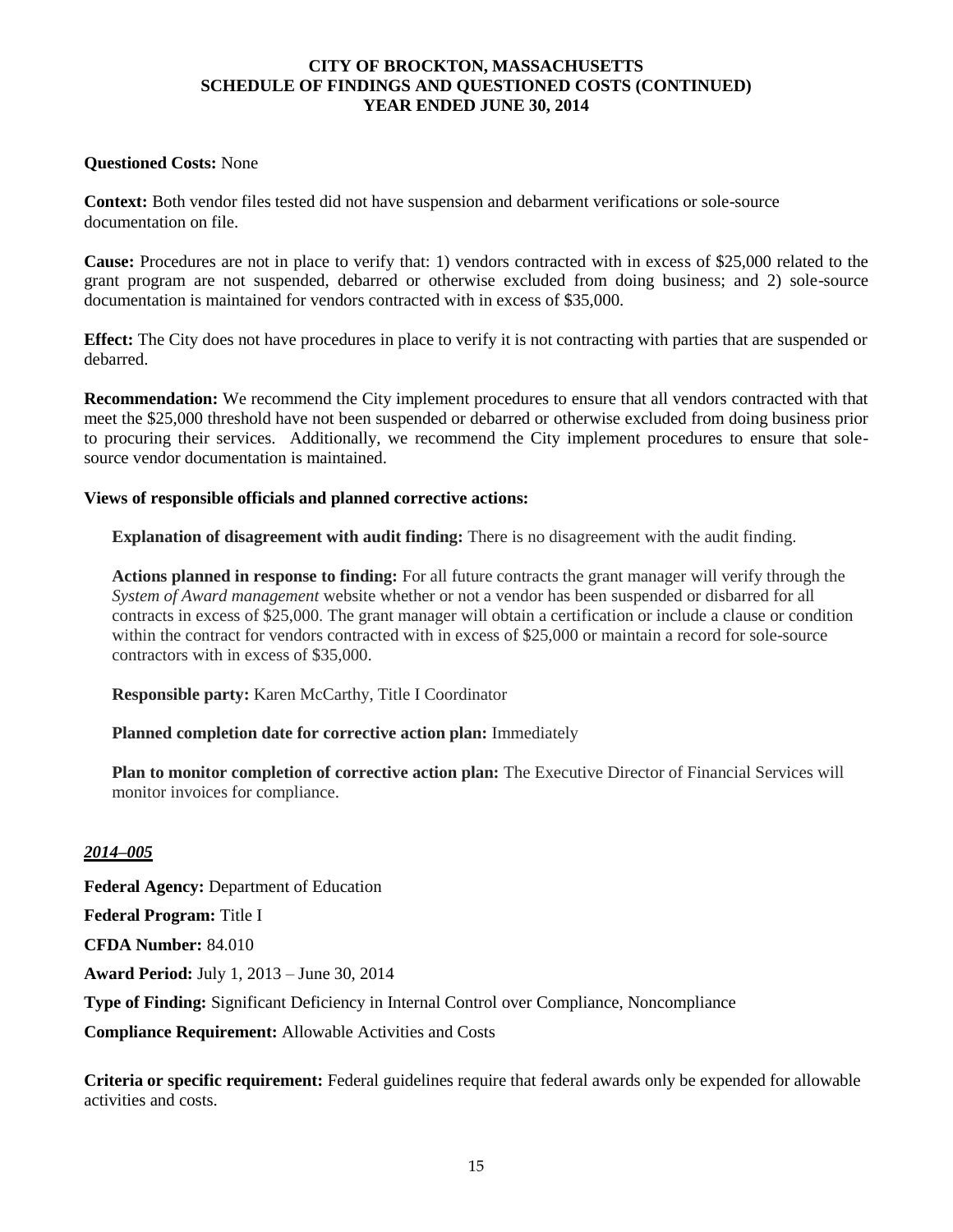**Questioned Costs:** None

**Context:** Both vendor files tested did not have suspension and debarment verifications or sole-source documentation on file.

**Cause:** Procedures are not in place to verify that: 1) vendors contracted with in excess of $25,000 related to the grant program are not suspended, debarred or otherwise excluded from doing business; and 2) sole-source documentation is maintained for vendors contracted with in excess of $35,000.

**Effect:** The City does not have procedures in place to verify it is not contracting with parties that are suspended or debarred.

**Recommendation:** We recommend the City implement procedures to ensure that all vendors contracted with that meet the $25,000 threshold have not been suspended or debarred or otherwise excluded from doing business prior to procuring their services. Additionally, we recommend the City implement procedures to ensure that sole-source vendor documentation is maintained.

**Views of responsible officials and planned corrective actions:**

> **Explanation of disagreement with audit finding:** There is no disagreement with the audit finding.
>
> **Actions planned in response to finding:** For all future contracts the grant manager will verify through the *System of Award management* website whether or not a vendor has been suspended or disbarred for all contracts in excess of $25,000. The grant manager will obtain a certification or include a clause or condition within the contract for vendors contracted with in excess of $25,000 or maintain a record for sole-source contractors with in excess of $35,000.
>
> **Responsible party:** Karen McCarthy, Title I Coordinator
>
> **Planned completion date for corrective action plan:** Immediately
>
> **Plan to monitor completion of corrective action plan:** The Executive Director of Financial Services will monitor invoices for compliance.

***2014–005***

**Federal Agency:** Department of Education

**Federal Program:** Title I

**CFDA Number:** 84.010

**Award Period:** July 1, 2013 – June 30, 2014

**Type of Finding:** Significant Deficiency in Internal Control over Compliance, Noncompliance

**Compliance Requirement:** Allowable Activities and Costs

**Criteria or specific requirement:** Federal guidelines require that federal awards only be expended for allowable activities and costs.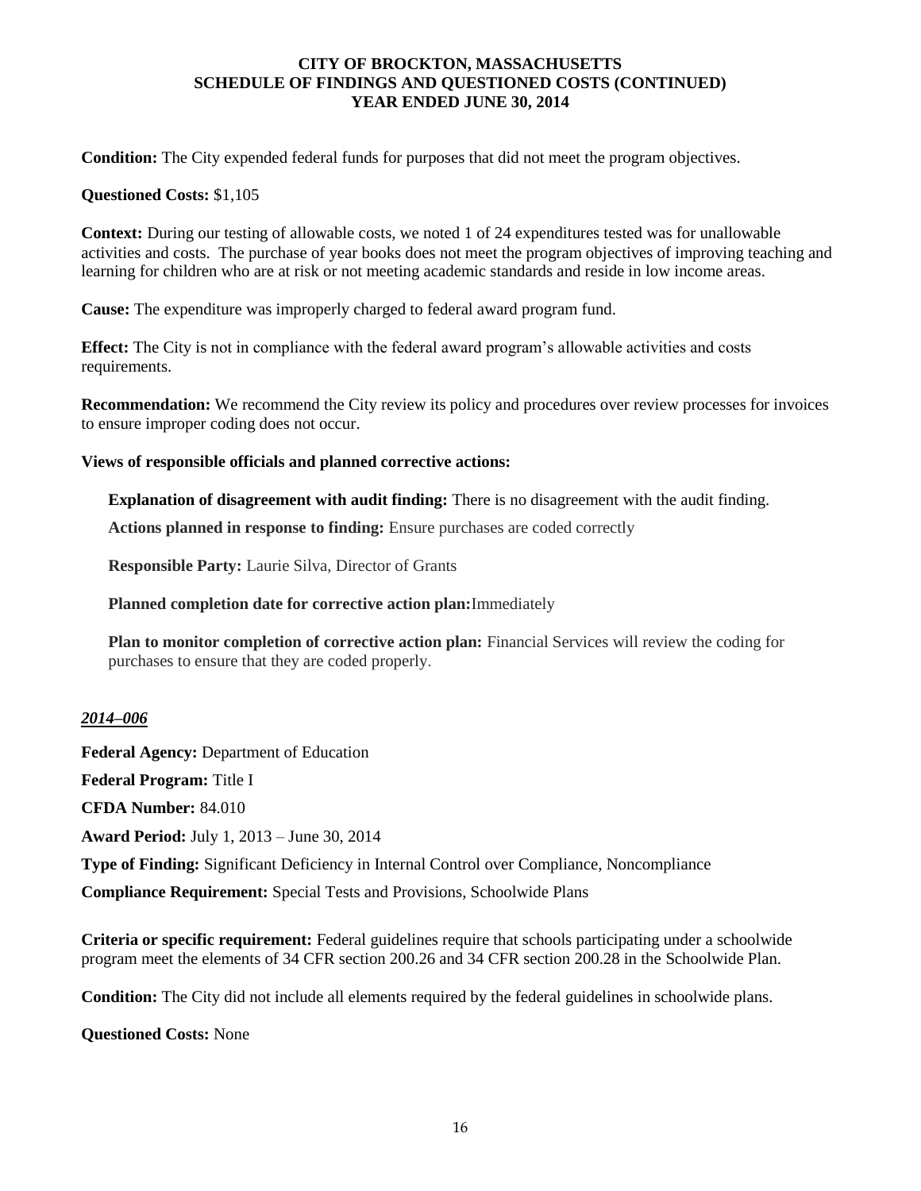**Condition:** The City expended federal funds for purposes that did not meet the program objectives.

**Questioned Costs:** $1,105

**Context:** During our testing of allowable costs, we noted 1 of 24 expenditures tested was for unallowable activities and costs. The purchase of year books does not meet the program objectives of improving teaching and learning for children who are at risk or not meeting academic standards and reside in low income areas.

**Cause:** The expenditure was improperly charged to federal award program fund.

**Effect:** The City is not in compliance with the federal award program's allowable activities and costs requirements.

**Recommendation:** We recommend the City review its policy and procedures over review processes for invoices to ensure improper coding does not occur.

**Views of responsible officials and planned corrective actions:**

**Explanation of disagreement with audit finding:** There is no disagreement with the audit finding.

**Actions planned in response to finding:** Ensure purchases are coded correctly

**Responsible Party:** Laurie Silva, Director of Grants

**Planned completion date for corrective action plan:** Immediately

**Plan to monitor completion of corrective action plan:** Financial Services will review the coding for purchases to ensure that they are coded properly.

***2014–006***

**Federal Agency:** Department of Education

**Federal Program:** Title I

**CFDA Number:** 84.010

**Award Period:** July 1, 2013 – June 30, 2014

**Type of Finding:** Significant Deficiency in Internal Control over Compliance, Noncompliance

**Compliance Requirement:** Special Tests and Provisions, Schoolwide Plans

**Criteria or specific requirement:** Federal guidelines require that schools participating under a schoolwide program meet the elements of 34 CFR section 200.26 and 34 CFR section 200.28 in the Schoolwide Plan.

**Condition:** The City did not include all elements required by the federal guidelines in schoolwide plans.

**Questioned Costs:** None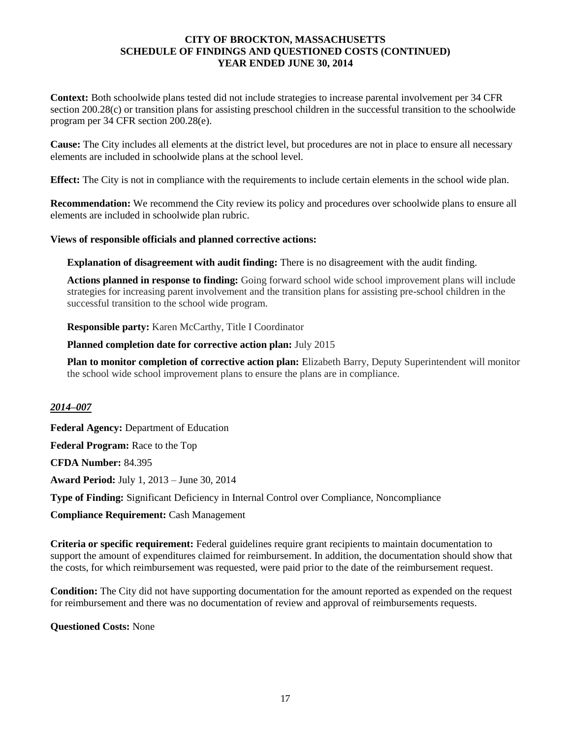**Context:** Both schoolwide plans tested did not include strategies to increase parental involvement per 34 CFR section 200.28(c) or transition plans for assisting preschool children in the successful transition to the schoolwide program per 34 CFR section 200.28(e).

**Cause:** The City includes all elements at the district level, but procedures are not in place to ensure all necessary elements are included in schoolwide plans at the school level.

**Effect:** The City is not in compliance with the requirements to include certain elements in the school wide plan.

**Recommendation:** We recommend the City review its policy and procedures over schoolwide plans to ensure all elements are included in schoolwide plan rubric.

**Views of responsible officials and planned corrective actions:**

**Explanation of disagreement with audit finding:** There is no disagreement with the audit finding.

**Actions planned in response to finding:** Going forward school wide school improvement plans will include strategies for increasing parent involvement and the transition plans for assisting pre-school children in the successful transition to the school wide program.

**Responsible party:** Karen McCarthy, Title I Coordinator

**Planned completion date for corrective action plan:** July 2015

**Plan to monitor completion of corrective action plan:** Elizabeth Barry, Deputy Superintendent will monitor the school wide school improvement plans to ensure the plans are in compliance.

### *2014–007*

**Federal Agency:** Department of Education

**Federal Program:** Race to the Top

**CFDA Number:** 84.395

**Award Period:** July 1, 2013 – June 30, 2014

**Type of Finding:** Significant Deficiency in Internal Control over Compliance, Noncompliance

**Compliance Requirement:** Cash Management

**Criteria or specific requirement:** Federal guidelines require grant recipients to maintain documentation to support the amount of expenditures claimed for reimbursement. In addition, the documentation should show that the costs, for which reimbursement was requested, were paid prior to the date of the reimbursement request.

**Condition:** The City did not have supporting documentation for the amount reported as expended on the request for reimbursement and there was no documentation of review and approval of reimbursements requests.

**Questioned Costs:** None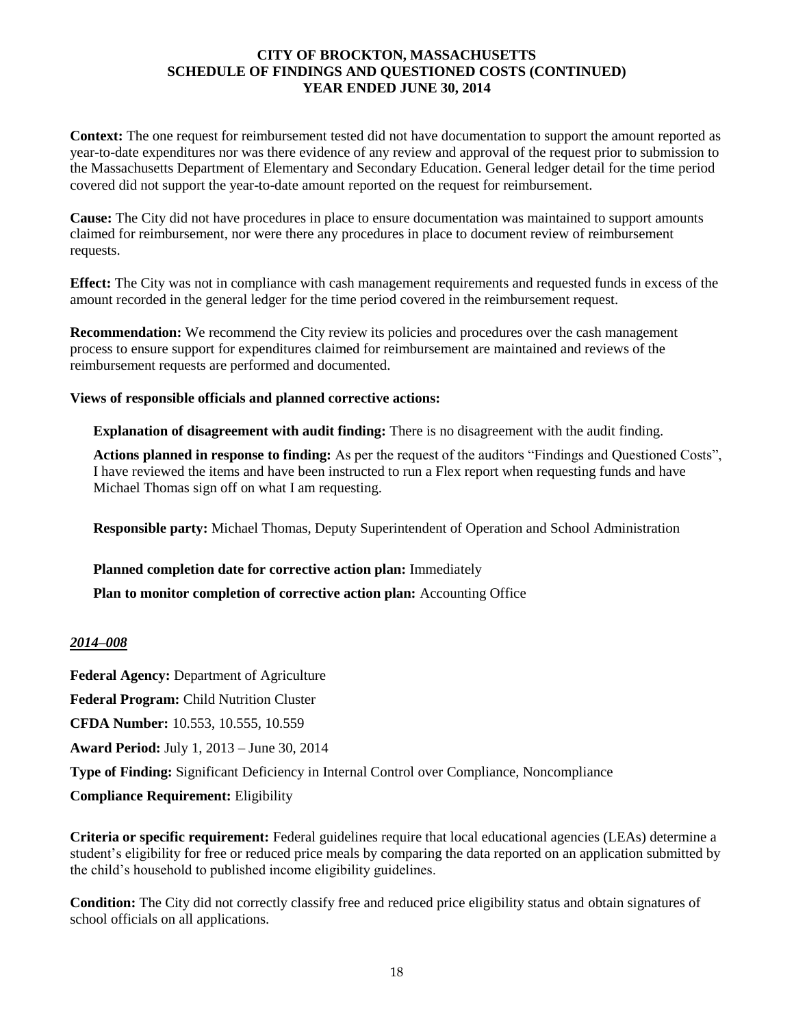**Context:** The one request for reimbursement tested did not have documentation to support the amount reported as year-to-date expenditures nor was there evidence of any review and approval of the request prior to submission to the Massachusetts Department of Elementary and Secondary Education. General ledger detail for the time period covered did not support the year-to-date amount reported on the request for reimbursement.

**Cause:** The City did not have procedures in place to ensure documentation was maintained to support amounts claimed for reimbursement, nor were there any procedures in place to document review of reimbursement requests.

**Effect:** The City was not in compliance with cash management requirements and requested funds in excess of the amount recorded in the general ledger for the time period covered in the reimbursement request.

**Recommendation:** We recommend the City review its policies and procedures over the cash management process to ensure support for expenditures claimed for reimbursement are maintained and reviews of the reimbursement requests are performed and documented.

**Views of responsible officials and planned corrective actions:**

**Explanation of disagreement with audit finding:** There is no disagreement with the audit finding.

**Actions planned in response to finding:** As per the request of the auditors "Findings and Questioned Costs", I have reviewed the items and have been instructed to run a Flex report when requesting funds and have Michael Thomas sign off on what I am requesting.

**Responsible party:** Michael Thomas, Deputy Superintendent of Operation and School Administration

**Planned completion date for corrective action plan:** Immediately

**Plan to monitor completion of corrective action plan:** Accounting Office

***2014–008***

**Federal Agency:** Department of Agriculture

**Federal Program:** Child Nutrition Cluster

**CFDA Number:** 10.553, 10.555, 10.559

**Award Period:** July 1, 2013 – June 30, 2014

**Type of Finding:** Significant Deficiency in Internal Control over Compliance, Noncompliance

**Compliance Requirement:** Eligibility

**Criteria or specific requirement:** Federal guidelines require that local educational agencies (LEAs) determine a student's eligibility for free or reduced price meals by comparing the data reported on an application submitted by the child's household to published income eligibility guidelines.

**Condition:** The City did not correctly classify free and reduced price eligibility status and obtain signatures of school officials on all applications.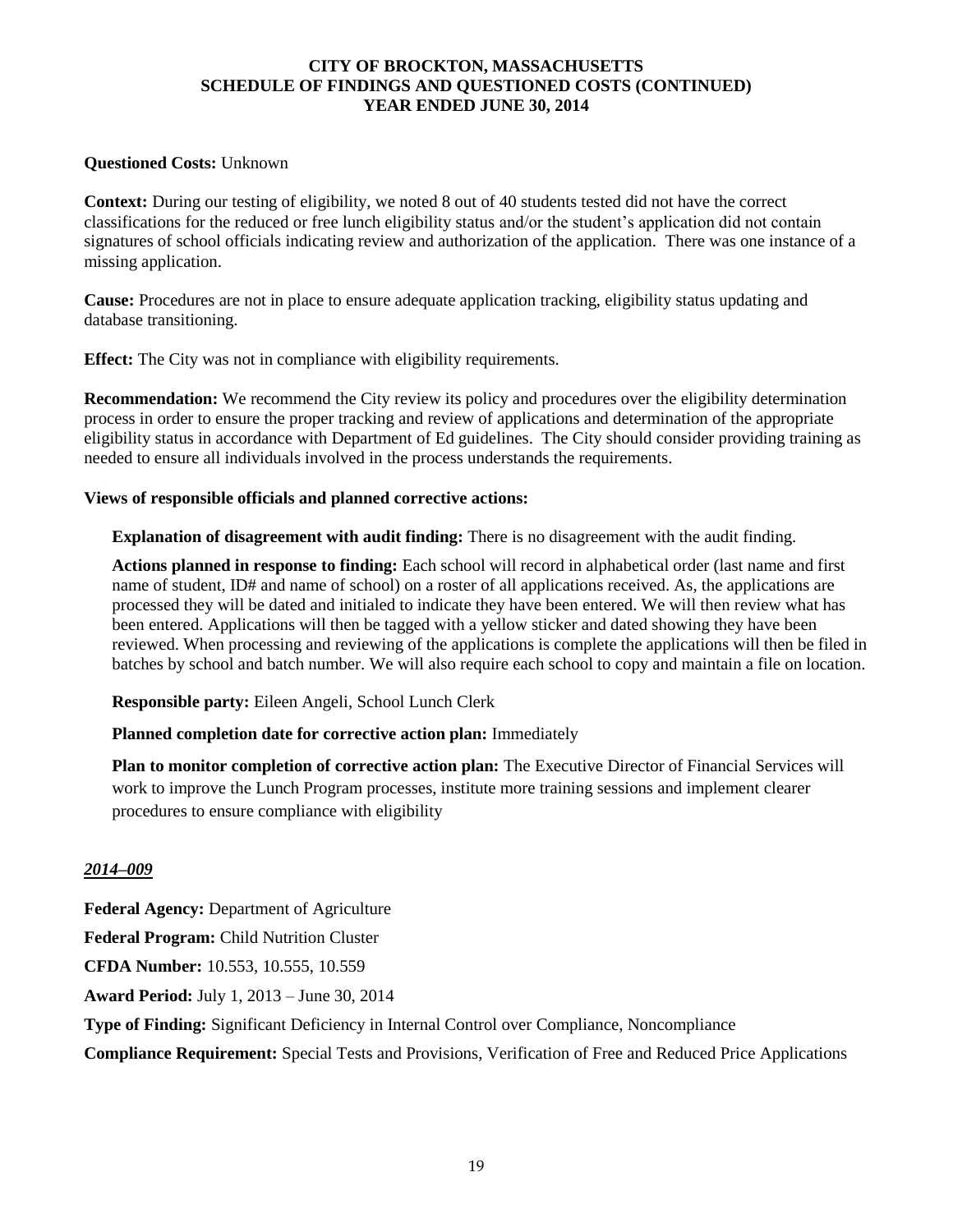**Questioned Costs:** Unknown

**Context:** During our testing of eligibility, we noted 8 out of 40 students tested did not have the correct classifications for the reduced or free lunch eligibility status and/or the student's application did not contain signatures of school officials indicating review and authorization of the application. There was one instance of a missing application.

**Cause:** Procedures are not in place to ensure adequate application tracking, eligibility status updating and database transitioning.

**Effect:** The City was not in compliance with eligibility requirements.

**Recommendation:** We recommend the City review its policy and procedures over the eligibility determination process in order to ensure the proper tracking and review of applications and determination of the appropriate eligibility status in accordance with Department of Ed guidelines. The City should consider providing training as needed to ensure all individuals involved in the process understands the requirements.

**Views of responsible officials and planned corrective actions:**

**Explanation of disagreement with audit finding:** There is no disagreement with the audit finding.

**Actions planned in response to finding:** Each school will record in alphabetical order (last name and first name of student, ID# and name of school) on a roster of all applications received. As, the applications are processed they will be dated and initialed to indicate they have been entered. We will then review what has been entered. Applications will then be tagged with a yellow sticker and dated showing they have been reviewed. When processing and reviewing of the applications is complete the applications will then be filed in batches by school and batch number. We will also require each school to copy and maintain a file on location.

**Responsible party:** Eileen Angeli, School Lunch Clerk

**Planned completion date for corrective action plan:** Immediately

**Plan to monitor completion of corrective action plan:** The Executive Director of Financial Services will work to improve the Lunch Program processes, institute more training sessions and implement clearer procedures to ensure compliance with eligibility

***2014–009***

**Federal Agency:** Department of Agriculture

**Federal Program:** Child Nutrition Cluster

**CFDA Number:** 10.553, 10.555, 10.559

**Award Period:** July 1, 2013 – June 30, 2014

**Type of Finding:** Significant Deficiency in Internal Control over Compliance, Noncompliance

**Compliance Requirement:** Special Tests and Provisions, Verification of Free and Reduced Price Applications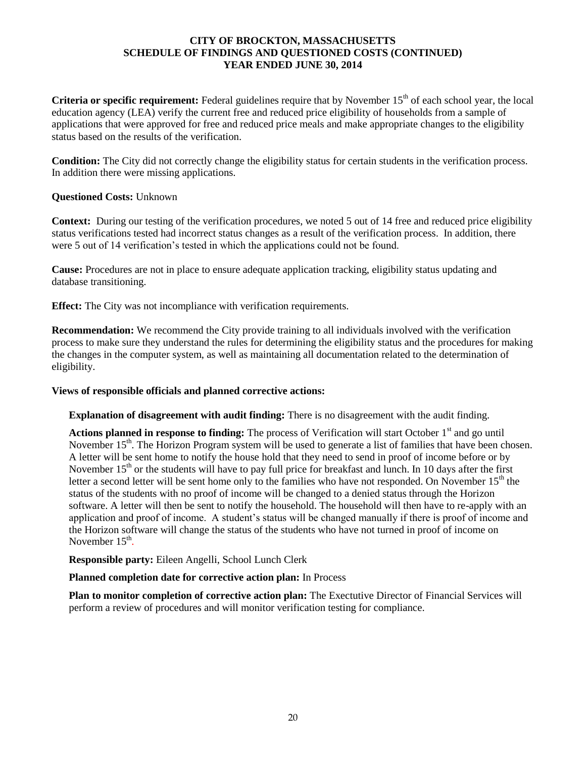**Criteria or specific requirement:** Federal guidelines require that by November 15th of each school year, the local education agency (LEA) verify the current free and reduced price eligibility of households from a sample of applications that were approved for free and reduced price meals and make appropriate changes to the eligibility status based on the results of the verification.

**Condition:** The City did not correctly change the eligibility status for certain students in the verification process. In addition there were missing applications.

**Questioned Costs:** Unknown

**Context:** During our testing of the verification procedures, we noted 5 out of 14 free and reduced price eligibility status verifications tested had incorrect status changes as a result of the verification process. In addition, there were 5 out of 14 verification's tested in which the applications could not be found.

**Cause:** Procedures are not in place to ensure adequate application tracking, eligibility status updating and database transitioning.

**Effect:** The City was not incompliance with verification requirements.

**Recommendation:** We recommend the City provide training to all individuals involved with the verification process to make sure they understand the rules for determining the eligibility status and the procedures for making the changes in the computer system, as well as maintaining all documentation related to the determination of eligibility.

**Views of responsible officials and planned corrective actions:**

**Explanation of disagreement with audit finding:** There is no disagreement with the audit finding.

**Actions planned in response to finding:** The process of Verification will start October 1st and go until November 15th. The Horizon Program system will be used to generate a list of families that have been chosen. A letter will be sent home to notify the house hold that they need to send in proof of income before or by November 15th or the students will have to pay full price for breakfast and lunch. In 10 days after the first letter a second letter will be sent home only to the families who have not responded. On November 15th the status of the students with no proof of income will be changed to a denied status through the Horizon software. A letter will then be sent to notify the household. The household will then have to re-apply with an application and proof of income. A student's status will be changed manually if there is proof of income and the Horizon software will change the status of the students who have not turned in proof of income on November 15th.

**Responsible party:** Eileen Angelli, School Lunch Clerk

**Planned completion date for corrective action plan:** In Process

**Plan to monitor completion of corrective action plan:** The Exectutive Director of Financial Services will perform a review of procedures and will monitor verification testing for compliance.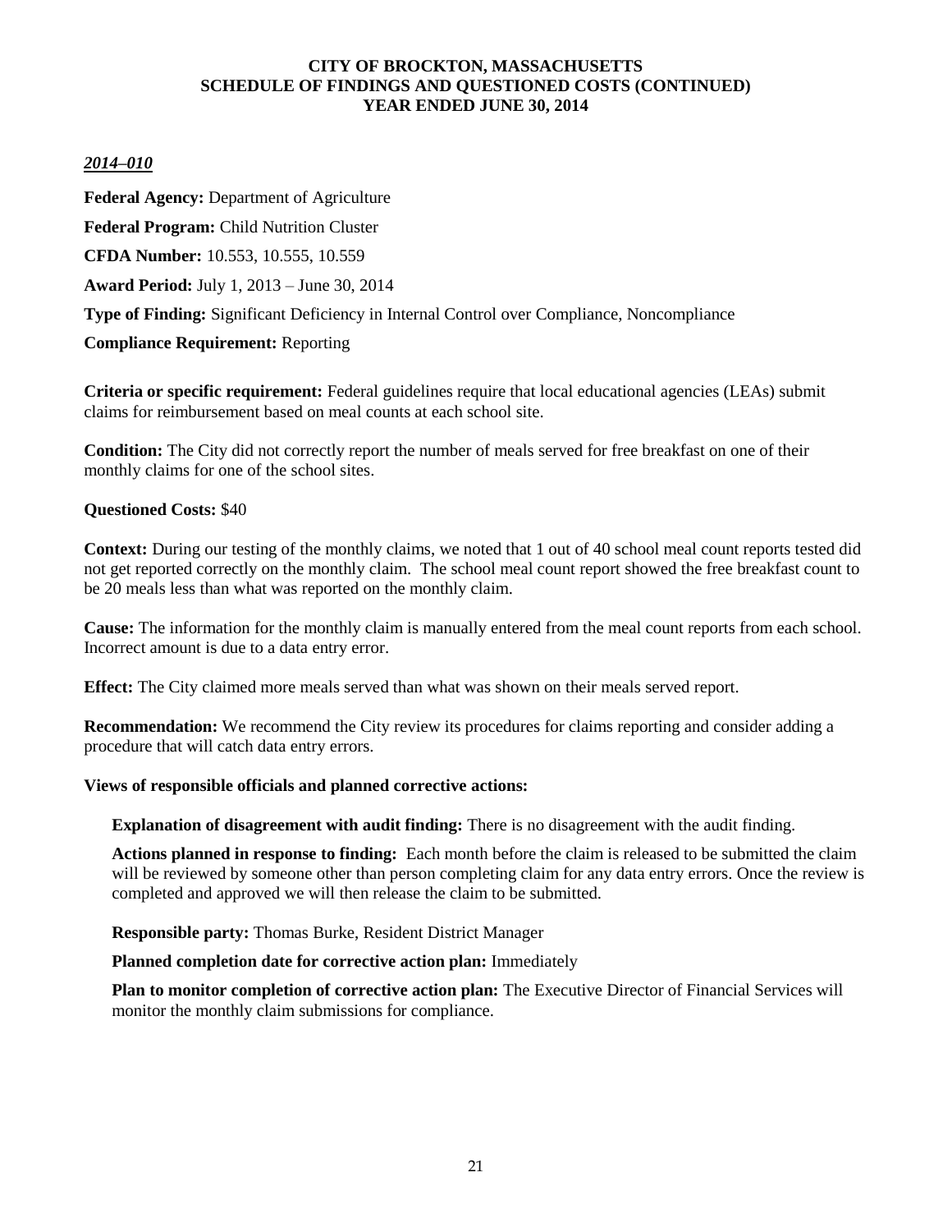**CITY OF BROCKTON, MASSACHUSETTS**
**SCHEDULE OF FINDINGS AND QUESTIONED COSTS (CONTINUED)**
**YEAR ENDED JUNE 30, 2014**

***2014–010***

**Federal Agency:** Department of Agriculture

**Federal Program:** Child Nutrition Cluster

**CFDA Number:** 10.553, 10.555, 10.559

**Award Period:** July 1, 2013 – June 30, 2014

**Type of Finding:** Significant Deficiency in Internal Control over Compliance, Noncompliance

**Compliance Requirement:** Reporting

**Criteria or specific requirement:** Federal guidelines require that local educational agencies (LEAs) submit claims for reimbursement based on meal counts at each school site.

**Condition:** The City did not correctly report the number of meals served for free breakfast on one of their monthly claims for one of the school sites.

**Questioned Costs:** $40

**Context:** During our testing of the monthly claims, we noted that 1 out of 40 school meal count reports tested did not get reported correctly on the monthly claim. The school meal count report showed the free breakfast count to be 20 meals less than what was reported on the monthly claim.

**Cause:** The information for the monthly claim is manually entered from the meal count reports from each school. Incorrect amount is due to a data entry error.

**Effect:** The City claimed more meals served than what was shown on their meals served report.

**Recommendation:** We recommend the City review its procedures for claims reporting and consider adding a procedure that will catch data entry errors.

**Views of responsible officials and planned corrective actions:**

**Explanation of disagreement with audit finding:** There is no disagreement with the audit finding.

**Actions planned in response to finding:** Each month before the claim is released to be submitted the claim will be reviewed by someone other than person completing claim for any data entry errors. Once the review is completed and approved we will then release the claim to be submitted.

**Responsible party:** Thomas Burke, Resident District Manager

**Planned completion date for corrective action plan:** Immediately

**Plan to monitor completion of corrective action plan:** The Executive Director of Financial Services will monitor the monthly claim submissions for compliance.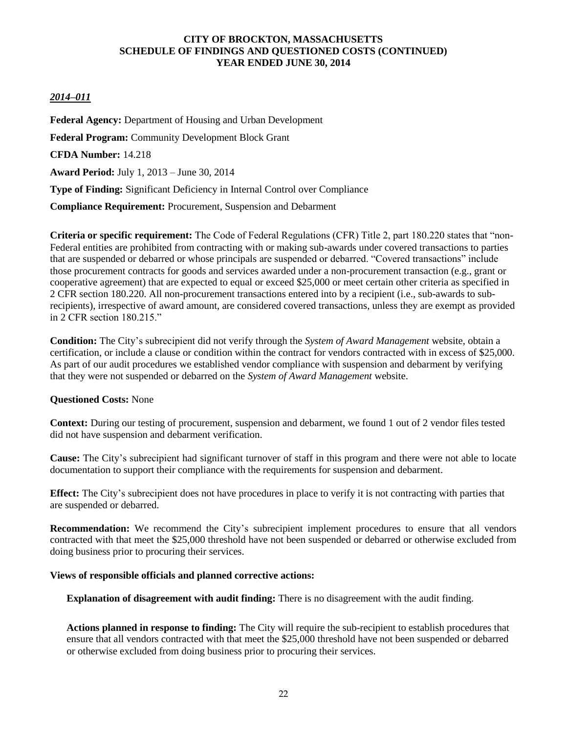## *2014–011*

**Federal Agency:** Department of Housing and Urban Development

**Federal Program:** Community Development Block Grant

**CFDA Number:** 14.218

**Award Period:** July 1, 2013 – June 30, 2014

**Type of Finding:** Significant Deficiency in Internal Control over Compliance

**Compliance Requirement:** Procurement, Suspension and Debarment

**Criteria or specific requirement:** The Code of Federal Regulations (CFR) Title 2, part 180.220 states that "non-Federal entities are prohibited from contracting with or making sub-awards under covered transactions to parties that are suspended or debarred or whose principals are suspended or debarred. "Covered transactions" include those procurement contracts for goods and services awarded under a non-procurement transaction (e.g., grant or cooperative agreement) that are expected to equal or exceed $25,000 or meet certain other criteria as specified in 2 CFR section 180.220. All non-procurement transactions entered into by a recipient (i.e., sub-awards to sub-recipients), irrespective of award amount, are considered covered transactions, unless they are exempt as provided in 2 CFR section 180.215."

**Condition:** The City's subrecipient did not verify through the *System of Award Management* website, obtain a certification, or include a clause or condition within the contract for vendors contracted with in excess of $25,000. As part of our audit procedures we established vendor compliance with suspension and debarment by verifying that they were not suspended or debarred on the *System of Award Management* website.

**Questioned Costs:** None

**Context:** During our testing of procurement, suspension and debarment, we found 1 out of 2 vendor files tested did not have suspension and debarment verification.

**Cause:** The City's subrecipient had significant turnover of staff in this program and there were not able to locate documentation to support their compliance with the requirements for suspension and debarment.

**Effect:** The City's subrecipient does not have procedures in place to verify it is not contracting with parties that are suspended or debarred.

**Recommendation:** We recommend the City's subrecipient implement procedures to ensure that all vendors contracted with that meet the $25,000 threshold have not been suspended or debarred or otherwise excluded from doing business prior to procuring their services.

**Views of responsible officials and planned corrective actions:**

**Explanation of disagreement with audit finding:** There is no disagreement with the audit finding.

**Actions planned in response to finding:** The City will require the sub-recipient to establish procedures that ensure that all vendors contracted with that meet the $25,000 threshold have not been suspended or debarred or otherwise excluded from doing business prior to procuring their services.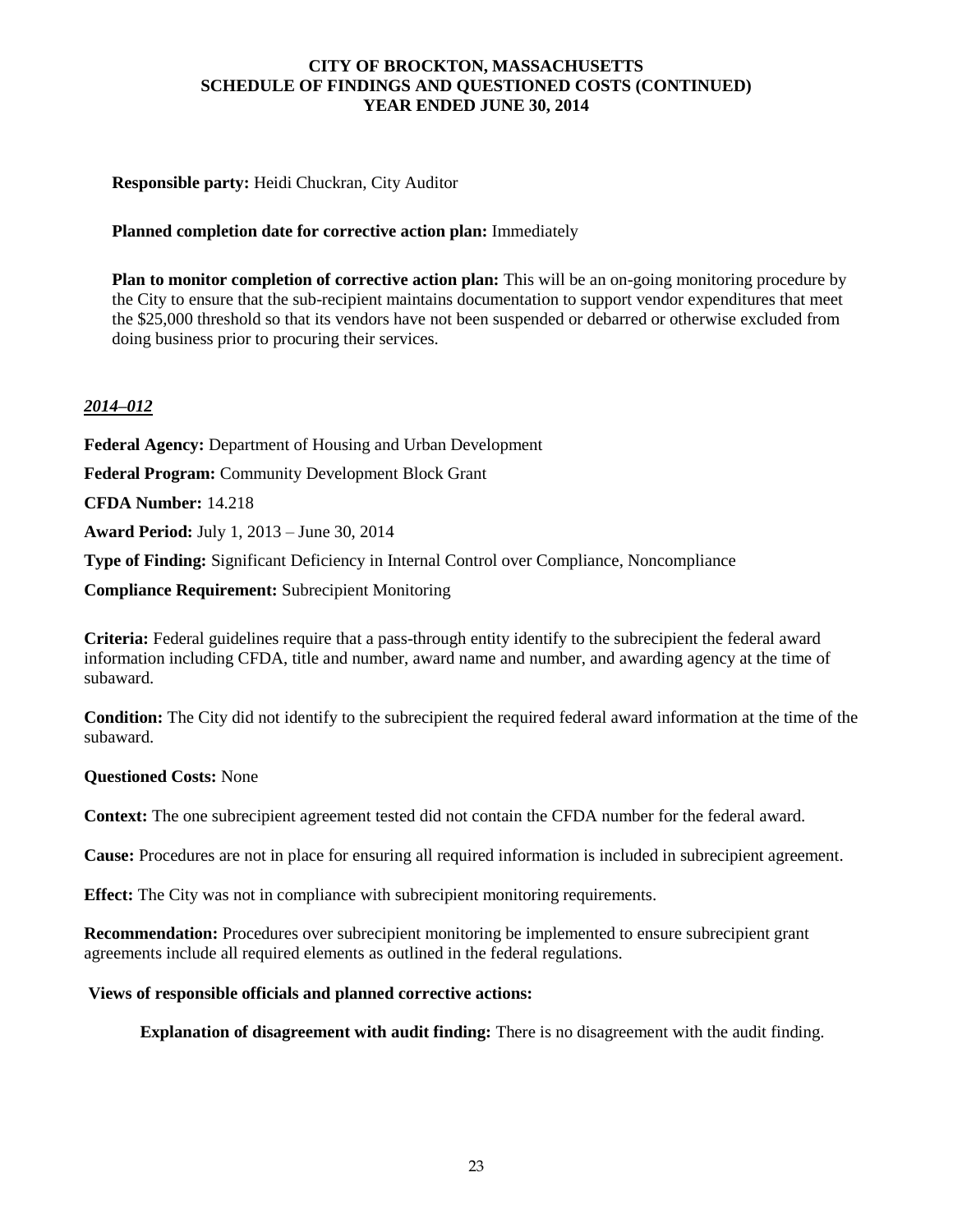**Responsible party:** Heidi Chuckran, City Auditor

**Planned completion date for corrective action plan:** Immediately

**Plan to monitor completion of corrective action plan:** This will be an on-going monitoring procedure by the City to ensure that the sub-recipient maintains documentation to support vendor expenditures that meet the $25,000 threshold so that its vendors have not been suspended or debarred or otherwise excluded from doing business prior to procuring their services.

***2014–012***

**Federal Agency:** Department of Housing and Urban Development

**Federal Program:** Community Development Block Grant

**CFDA Number:** 14.218

**Award Period:** July 1, 2013 – June 30, 2014

**Type of Finding:** Significant Deficiency in Internal Control over Compliance, Noncompliance

**Compliance Requirement:** Subrecipient Monitoring

**Criteria:** Federal guidelines require that a pass-through entity identify to the subrecipient the federal award information including CFDA, title and number, award name and number, and awarding agency at the time of subaward.

**Condition:** The City did not identify to the subrecipient the required federal award information at the time of the subaward.

**Questioned Costs:** None

**Context:** The one subrecipient agreement tested did not contain the CFDA number for the federal award.

**Cause:** Procedures are not in place for ensuring all required information is included in subrecipient agreement.

**Effect:** The City was not in compliance with subrecipient monitoring requirements.

**Recommendation:** Procedures over subrecipient monitoring be implemented to ensure subrecipient grant agreements include all required elements as outlined in the federal regulations.

**Views of responsible officials and planned corrective actions:**

**Explanation of disagreement with audit finding:** There is no disagreement with the audit finding.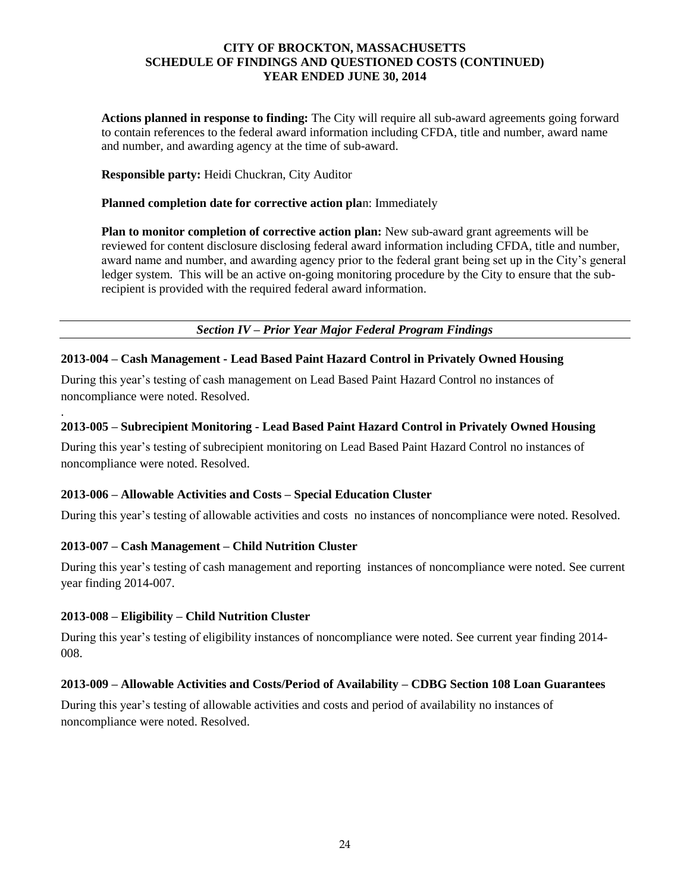**Actions planned in response to finding:** The City will require all sub-award agreements going forward to contain references to the federal award information including CFDA, title and number, award name and number, and awarding agency at the time of sub-award.

**Responsible party:** Heidi Chuckran, City Auditor

**Planned completion date for corrective action plan**: Immediately

**Plan to monitor completion of corrective action plan:** New sub-award grant agreements will be reviewed for content disclosure disclosing federal award information including CFDA, title and number, award name and number, and awarding agency prior to the federal grant being set up in the City's general ledger system. This will be an active on-going monitoring procedure by the City to ensure that the sub-recipient is provided with the required federal award information.

## *Section IV – Prior Year Major Federal Program Findings*

### 2013-004 – Cash Management - Lead Based Paint Hazard Control in Privately Owned Housing

During this year's testing of cash management on Lead Based Paint Hazard Control no instances of noncompliance were noted. Resolved.

### 2013-005 – Subrecipient Monitoring - Lead Based Paint Hazard Control in Privately Owned Housing

During this year's testing of subrecipient monitoring on Lead Based Paint Hazard Control no instances of noncompliance were noted. Resolved.

### 2013-006 – Allowable Activities and Costs – Special Education Cluster

During this year's testing of allowable activities and costs no instances of noncompliance were noted. Resolved.

### 2013-007 – Cash Management – Child Nutrition Cluster

During this year's testing of cash management and reporting instances of noncompliance were noted. See current year finding 2014-007.

### 2013-008 – Eligibility – Child Nutrition Cluster

During this year's testing of eligibility instances of noncompliance were noted. See current year finding 2014-008.

### 2013-009 – Allowable Activities and Costs/Period of Availability – CDBG Section 108 Loan Guarantees

During this year's testing of allowable activities and costs and period of availability no instances of noncompliance were noted. Resolved.